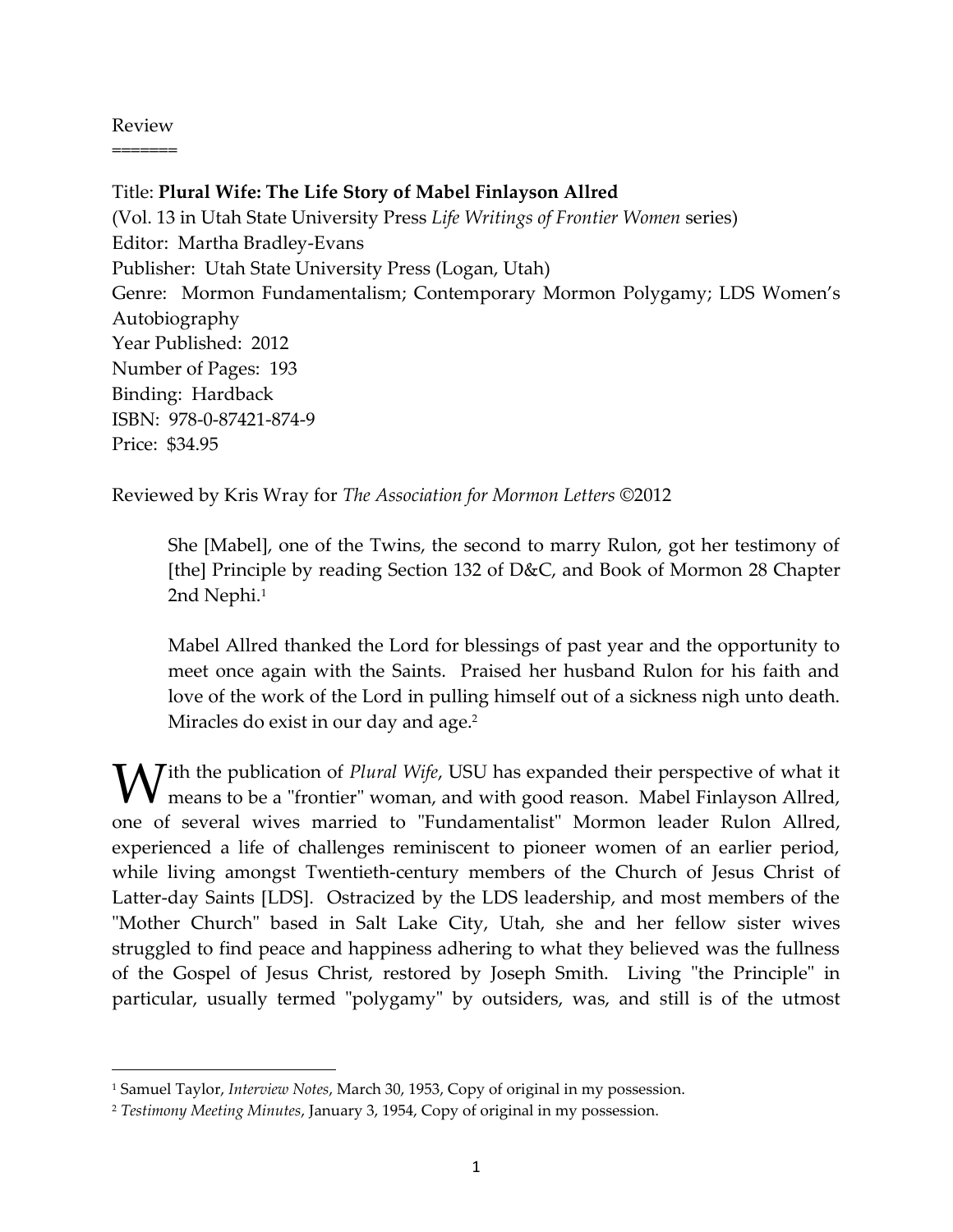Review
=======

Title: **Plural Wife: The Life Story of Mabel Finlayson Allred**
(Vol. 13 in Utah State University Press *Life Writings of Frontier Women* series)
Editor: Martha Bradley-Evans
Publisher: Utah State University Press (Logan, Utah)
Genre: Mormon Fundamentalism; Contemporary Mormon Polygamy; LDS Women's Autobiography
Year Published: 2012
Number of Pages: 193
Binding: Hardback
ISBN: 978-0-87421-874-9
Price: $34.95

Reviewed by Kris Wray for *The Association for Mormon Letters* ©2012

> She [Mabel], one of the Twins, the second to marry Rulon, got her testimony of [the] Principle by reading Section 132 of D&C, and Book of Mormon 28 Chapter 2nd Nephi.[1]

> Mabel Allred thanked the Lord for blessings of past year and the opportunity to meet once again with the Saints. Praised her husband Rulon for his faith and love of the work of the Lord in pulling himself out of a sickness nigh unto death. Miracles do exist in our day and age.[2]

With the publication of *Plural Wife*, USU has expanded their perspective of what it means to be a "frontier" woman, and with good reason. Mabel Finlayson Allred, one of several wives married to "Fundamentalist" Mormon leader Rulon Allred, experienced a life of challenges reminiscent to pioneer women of an earlier period, while living amongst Twentieth-century members of the Church of Jesus Christ of Latter-day Saints [LDS]. Ostracized by the LDS leadership, and most members of the "Mother Church" based in Salt Lake City, Utah, she and her fellow sister wives struggled to find peace and happiness adhering to what they believed was the fullness of the Gospel of Jesus Christ, restored by Joseph Smith. Living "the Principle" in particular, usually termed "polygamy" by outsiders, was, and still is of the utmost

---

[1] Samuel Taylor, *Interview Notes*, March 30, 1953, Copy of original in my possession.

[2] *Testimony Meeting Minutes*, January 3, 1954, Copy of original in my possession.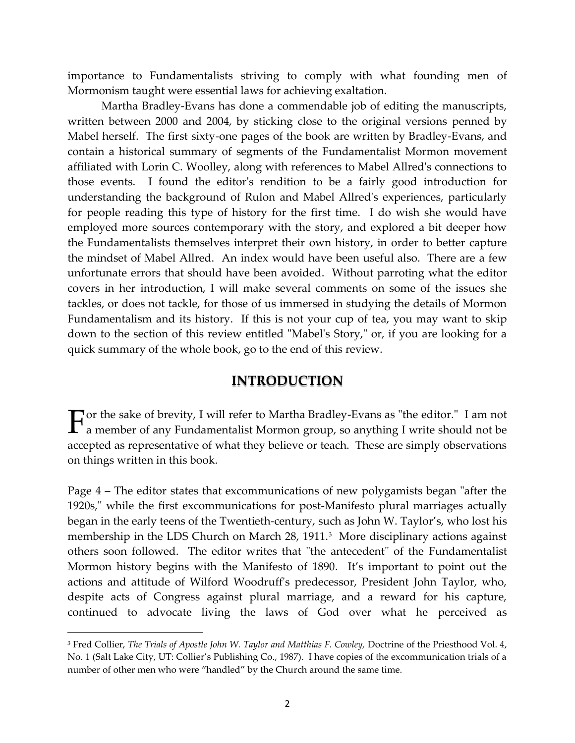importance to Fundamentalists striving to comply with what founding men of Mormonism taught were essential laws for achieving exaltation.

Martha Bradley-Evans has done a commendable job of editing the manuscripts, written between 2000 and 2004, by sticking close to the original versions penned by Mabel herself. The first sixty-one pages of the book are written by Bradley-Evans, and contain a historical summary of segments of the Fundamentalist Mormon movement affiliated with Lorin C. Woolley, along with references to Mabel Allred's connections to those events. I found the editor's rendition to be a fairly good introduction for understanding the background of Rulon and Mabel Allred's experiences, particularly for people reading this type of history for the first time. I do wish she would have employed more sources contemporary with the story, and explored a bit deeper how the Fundamentalists themselves interpret their own history, in order to better capture the mindset of Mabel Allred. An index would have been useful also. There are a few unfortunate errors that should have been avoided. Without parroting what the editor covers in her introduction, I will make several comments on some of the issues she tackles, or does not tackle, for those of us immersed in studying the details of Mormon Fundamentalism and its history. If this is not your cup of tea, you may want to skip down to the section of this review entitled "Mabel's Story," or, if you are looking for a quick summary of the whole book, go to the end of this review.

## INTRODUCTION

For the sake of brevity, I will refer to Martha Bradley-Evans as "the editor." I am not a member of any Fundamentalist Mormon group, so anything I write should not be accepted as representative of what they believe or teach. These are simply observations on things written in this book.

Page 4 – The editor states that excommunications of new polygamists began "after the 1920s," while the first excommunications for post-Manifesto plural marriages actually began in the early teens of the Twentieth-century, such as John W. Taylor's, who lost his membership in the LDS Church on March 28, 1911.[3] More disciplinary actions against others soon followed. The editor writes that "the antecedent" of the Fundamentalist Mormon history begins with the Manifesto of 1890. It's important to point out the actions and attitude of Wilford Woodruff's predecessor, President John Taylor, who, despite acts of Congress against plural marriage, and a reward for his capture, continued to advocate living the laws of God over what he perceived as

---

[3] Fred Collier, *The Trials of Apostle John W. Taylor and Matthias F. Cowley,* Doctrine of the Priesthood Vol. 4, No. 1 (Salt Lake City, UT: Collier's Publishing Co., 1987). I have copies of the excommunication trials of a number of other men who were "handled" by the Church around the same time.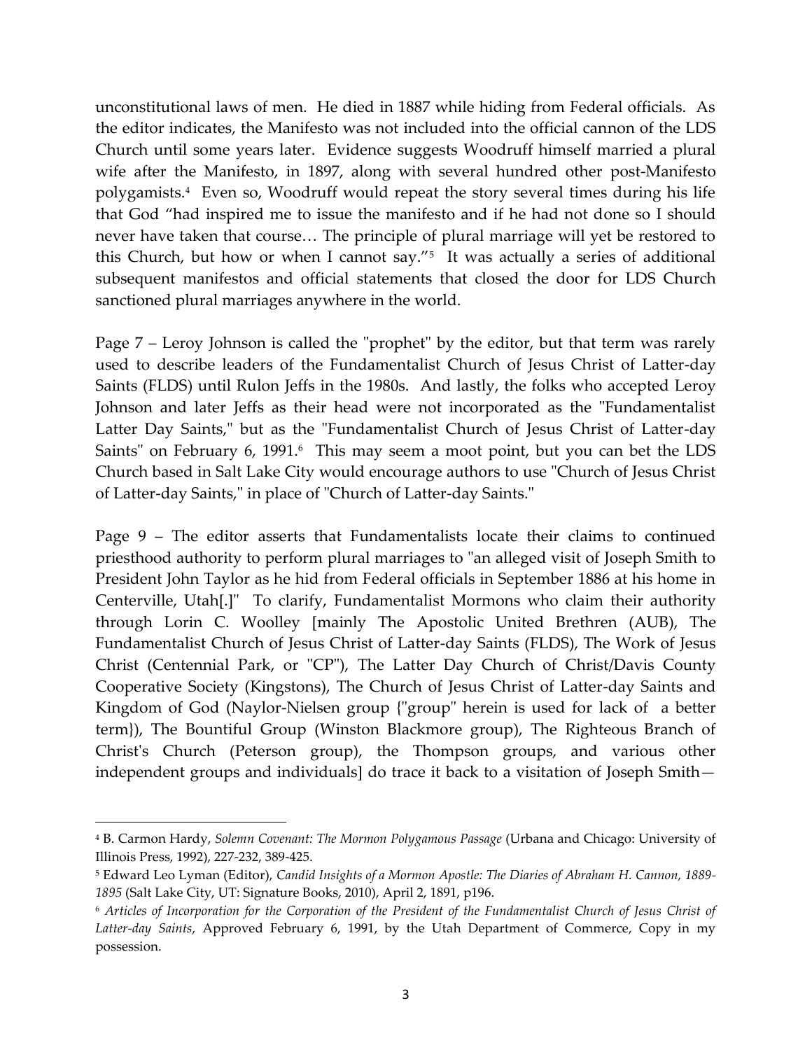unconstitutional laws of men. He died in 1887 while hiding from Federal officials. As the editor indicates, the Manifesto was not included into the official cannon of the LDS Church until some years later. Evidence suggests Woodruff himself married a plural wife after the Manifesto, in 1897, along with several hundred other post-Manifesto polygamists.[4] Even so, Woodruff would repeat the story several times during his life that God "had inspired me to issue the manifesto and if he had not done so I should never have taken that course… The principle of plural marriage will yet be restored to this Church, but how or when I cannot say."[5] It was actually a series of additional subsequent manifestos and official statements that closed the door for LDS Church sanctioned plural marriages anywhere in the world.

Page 7 – Leroy Johnson is called the "prophet" by the editor, but that term was rarely used to describe leaders of the Fundamentalist Church of Jesus Christ of Latter-day Saints (FLDS) until Rulon Jeffs in the 1980s. And lastly, the folks who accepted Leroy Johnson and later Jeffs as their head were not incorporated as the "Fundamentalist Latter Day Saints," but as the "Fundamentalist Church of Jesus Christ of Latter-day Saints" on February 6, 1991.[6] This may seem a moot point, but you can bet the LDS Church based in Salt Lake City would encourage authors to use "Church of Jesus Christ of Latter-day Saints," in place of "Church of Latter-day Saints."

Page 9 – The editor asserts that Fundamentalists locate their claims to continued priesthood authority to perform plural marriages to "an alleged visit of Joseph Smith to President John Taylor as he hid from Federal officials in September 1886 at his home in Centerville, Utah[.]" To clarify, Fundamentalist Mormons who claim their authority through Lorin C. Woolley [mainly The Apostolic United Brethren (AUB), The Fundamentalist Church of Jesus Christ of Latter-day Saints (FLDS), The Work of Jesus Christ (Centennial Park, or "CP"), The Latter Day Church of Christ/Davis County Cooperative Society (Kingstons), The Church of Jesus Christ of Latter-day Saints and Kingdom of God (Naylor-Nielsen group {"group" herein is used for lack of a better term}), The Bountiful Group (Winston Blackmore group), The Righteous Branch of Christ's Church (Peterson group), the Thompson groups, and various other independent groups and individuals] do trace it back to a visitation of Joseph Smith—

---

[4] B. Carmon Hardy, *Solemn Covenant: The Mormon Polygamous Passage* (Urbana and Chicago: University of Illinois Press, 1992), 227-232, 389-425.

[5] Edward Leo Lyman (Editor), *Candid Insights of a Mormon Apostle: The Diaries of Abraham H. Cannon, 1889-1895* (Salt Lake City, UT: Signature Books, 2010), April 2, 1891, p196.

[6] *Articles of Incorporation for the Corporation of the President of the Fundamentalist Church of Jesus Christ of Latter-day Saints*, Approved February 6, 1991, by the Utah Department of Commerce, Copy in my possession.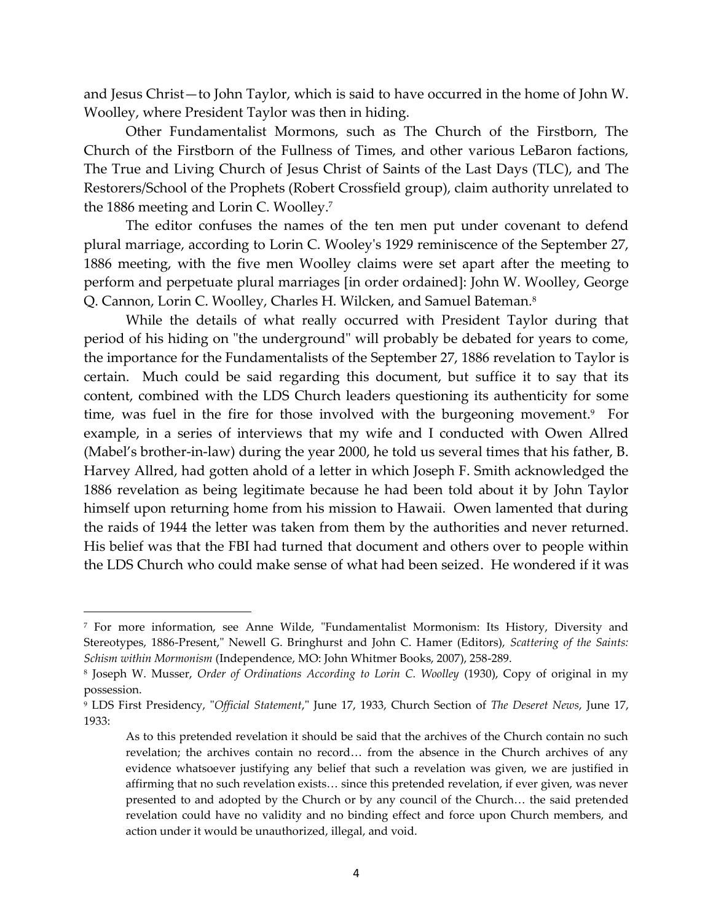and Jesus Christ—to John Taylor, which is said to have occurred in the home of John W. Woolley, where President Taylor was then in hiding.

Other Fundamentalist Mormons, such as The Church of the Firstborn, The Church of the Firstborn of the Fullness of Times, and other various LeBaron factions, The True and Living Church of Jesus Christ of Saints of the Last Days (TLC), and The Restorers/School of the Prophets (Robert Crossfield group), claim authority unrelated to the 1886 meeting and Lorin C. Woolley.[7]

The editor confuses the names of the ten men put under covenant to defend plural marriage, according to Lorin C. Wooley's 1929 reminiscence of the September 27, 1886 meeting, with the five men Woolley claims were set apart after the meeting to perform and perpetuate plural marriages [in order ordained]: John W. Woolley, George Q. Cannon, Lorin C. Woolley, Charles H. Wilcken, and Samuel Bateman.[8]

While the details of what really occurred with President Taylor during that period of his hiding on "the underground" will probably be debated for years to come, the importance for the Fundamentalists of the September 27, 1886 revelation to Taylor is certain. Much could be said regarding this document, but suffice it to say that its content, combined with the LDS Church leaders questioning its authenticity for some time, was fuel in the fire for those involved with the burgeoning movement.[9] For example, in a series of interviews that my wife and I conducted with Owen Allred (Mabel's brother-in-law) during the year 2000, he told us several times that his father, B. Harvey Allred, had gotten ahold of a letter in which Joseph F. Smith acknowledged the 1886 revelation as being legitimate because he had been told about it by John Taylor himself upon returning home from his mission to Hawaii. Owen lamented that during the raids of 1944 the letter was taken from them by the authorities and never returned. His belief was that the FBI had turned that document and others over to people within the LDS Church who could make sense of what had been seized. He wondered if it was

---

[7] For more information, see Anne Wilde, "Fundamentalist Mormonism: Its History, Diversity and Stereotypes, 1886-Present," Newell G. Bringhurst and John C. Hamer (Editors), *Scattering of the Saints: Schism within Mormonism* (Independence, MO: John Whitmer Books, 2007), 258-289.

[8] Joseph W. Musser, *Order of Ordinations According to Lorin C. Woolley* (1930), Copy of original in my possession.

[9] LDS First Presidency, "*Official Statement*," June 17, 1933, Church Section of *The Deseret News*, June 17, 1933:

> As to this pretended revelation it should be said that the archives of the Church contain no such revelation; the archives contain no record… from the absence in the Church archives of any evidence whatsoever justifying any belief that such a revelation was given, we are justified in affirming that no such revelation exists… since this pretended revelation, if ever given, was never presented to and adopted by the Church or by any council of the Church… the said pretended revelation could have no validity and no binding effect and force upon Church members, and action under it would be unauthorized, illegal, and void.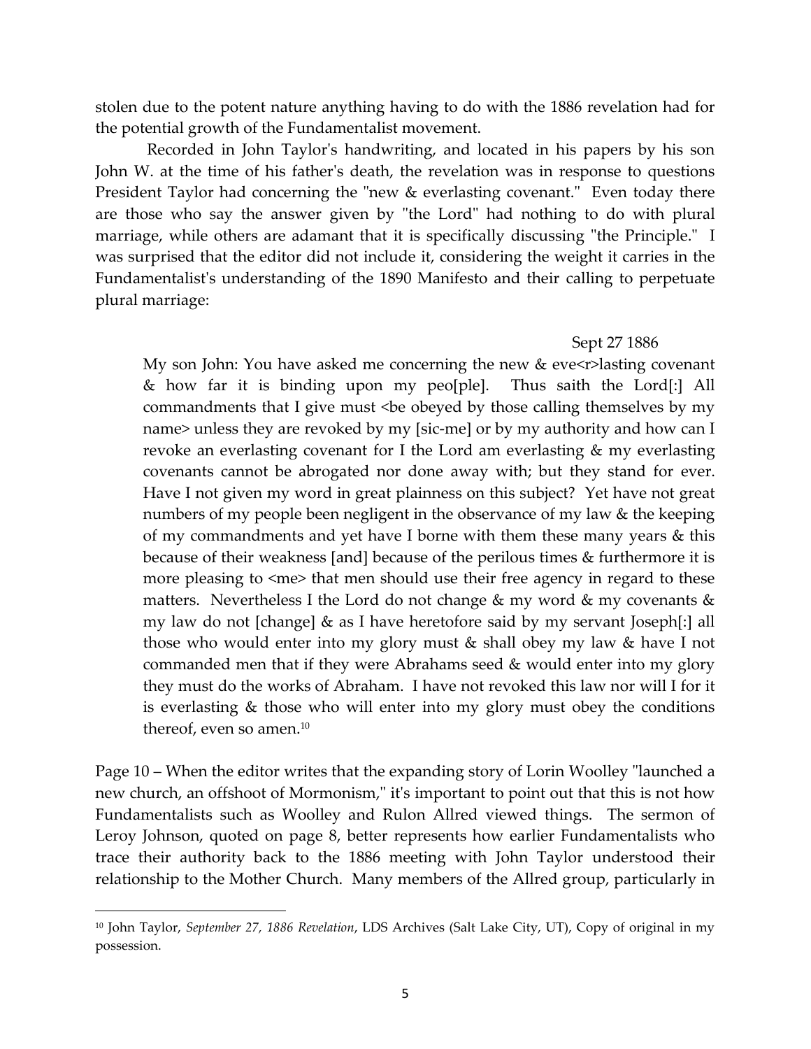stolen due to the potent nature anything having to do with the 1886 revelation had for the potential growth of the Fundamentalist movement.

Recorded in John Taylor's handwriting, and located in his papers by his son John W. at the time of his father's death, the revelation was in response to questions President Taylor had concerning the "new & everlasting covenant." Even today there are those who say the answer given by "the Lord" had nothing to do with plural marriage, while others are adamant that it is specifically discussing "the Principle." I was surprised that the editor did not include it, considering the weight it carries in the Fundamentalist's understanding of the 1890 Manifesto and their calling to perpetuate plural marriage:

> Sept 27 1886
>
> My son John: You have asked me concerning the new & eve<r>lasting covenant & how far it is binding upon my peo[ple]. Thus saith the Lord[:] All commandments that I give must <be obeyed by those calling themselves by my name> unless they are revoked by my [sic-me] or by my authority and how can I revoke an everlasting covenant for I the Lord am everlasting & my everlasting covenants cannot be abrogated nor done away with; but they stand for ever. Have I not given my word in great plainness on this subject? Yet have not great numbers of my people been negligent in the observance of my law & the keeping of my commandments and yet have I borne with them these many years & this because of their weakness [and] because of the perilous times & furthermore it is more pleasing to <me> that men should use their free agency in regard to these matters. Nevertheless I the Lord do not change & my word & my covenants & my law do not [change] & as I have heretofore said by my servant Joseph[:] all those who would enter into my glory must & shall obey my law & have I not commanded men that if they were Abrahams seed & would enter into my glory they must do the works of Abraham. I have not revoked this law nor will I for it is everlasting & those who will enter into my glory must obey the conditions thereof, even so amen.[10]

Page 10 – When the editor writes that the expanding story of Lorin Woolley "launched a new church, an offshoot of Mormonism," it's important to point out that this is not how Fundamentalists such as Woolley and Rulon Allred viewed things. The sermon of Leroy Johnson, quoted on page 8, better represents how earlier Fundamentalists who trace their authority back to the 1886 meeting with John Taylor understood their relationship to the Mother Church. Many members of the Allred group, particularly in

---

[10] John Taylor, *September 27, 1886 Revelation*, LDS Archives (Salt Lake City, UT), Copy of original in my possession.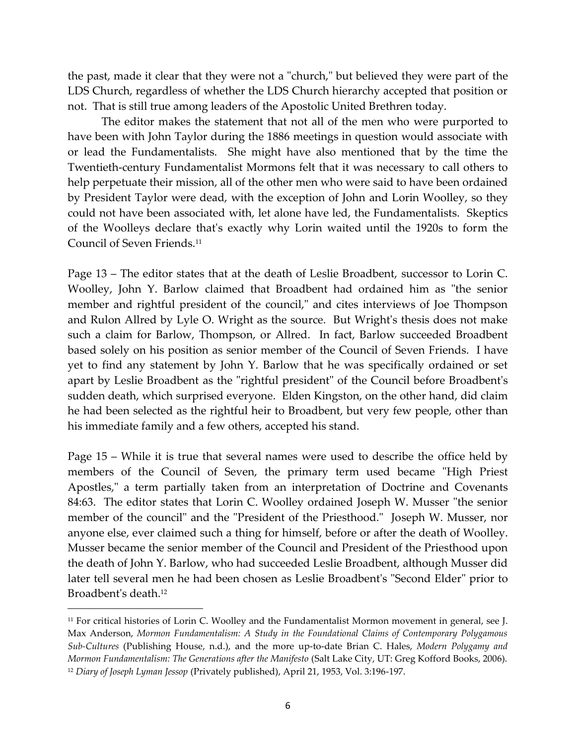the past, made it clear that they were not a "church," but believed they were part of the LDS Church, regardless of whether the LDS Church hierarchy accepted that position or not. That is still true among leaders of the Apostolic United Brethren today.

The editor makes the statement that not all of the men who were purported to have been with John Taylor during the 1886 meetings in question would associate with or lead the Fundamentalists. She might have also mentioned that by the time the Twentieth-century Fundamentalist Mormons felt that it was necessary to call others to help perpetuate their mission, all of the other men who were said to have been ordained by President Taylor were dead, with the exception of John and Lorin Woolley, so they could not have been associated with, let alone have led, the Fundamentalists. Skeptics of the Woolleys declare that's exactly why Lorin waited until the 1920s to form the Council of Seven Friends.[11]

Page 13 – The editor states that at the death of Leslie Broadbent, successor to Lorin C. Woolley, John Y. Barlow claimed that Broadbent had ordained him as "the senior member and rightful president of the council," and cites interviews of Joe Thompson and Rulon Allred by Lyle O. Wright as the source. But Wright's thesis does not make such a claim for Barlow, Thompson, or Allred. In fact, Barlow succeeded Broadbent based solely on his position as senior member of the Council of Seven Friends. I have yet to find any statement by John Y. Barlow that he was specifically ordained or set apart by Leslie Broadbent as the "rightful president" of the Council before Broadbent's sudden death, which surprised everyone. Elden Kingston, on the other hand, did claim he had been selected as the rightful heir to Broadbent, but very few people, other than his immediate family and a few others, accepted his stand.

Page 15 – While it is true that several names were used to describe the office held by members of the Council of Seven, the primary term used became "High Priest Apostles," a term partially taken from an interpretation of Doctrine and Covenants 84:63. The editor states that Lorin C. Woolley ordained Joseph W. Musser "the senior member of the council" and the "President of the Priesthood." Joseph W. Musser, nor anyone else, ever claimed such a thing for himself, before or after the death of Woolley. Musser became the senior member of the Council and President of the Priesthood upon the death of John Y. Barlow, who had succeeded Leslie Broadbent, although Musser did later tell several men he had been chosen as Leslie Broadbent's "Second Elder" prior to Broadbent's death.[12]

---

[11] For critical histories of Lorin C. Woolley and the Fundamentalist Mormon movement in general, see J. Max Anderson, *Mormon Fundamentalism: A Study in the Foundational Claims of Contemporary Polygamous Sub-Cultures* (Publishing House, n.d.), and the more up-to-date Brian C. Hales, *Modern Polygamy and Mormon Fundamentalism: The Generations after the Manifesto* (Salt Lake City, UT: Greg Kofford Books, 2006).

[12] *Diary of Joseph Lyman Jessop* (Privately published), April 21, 1953, Vol. 3:196-197.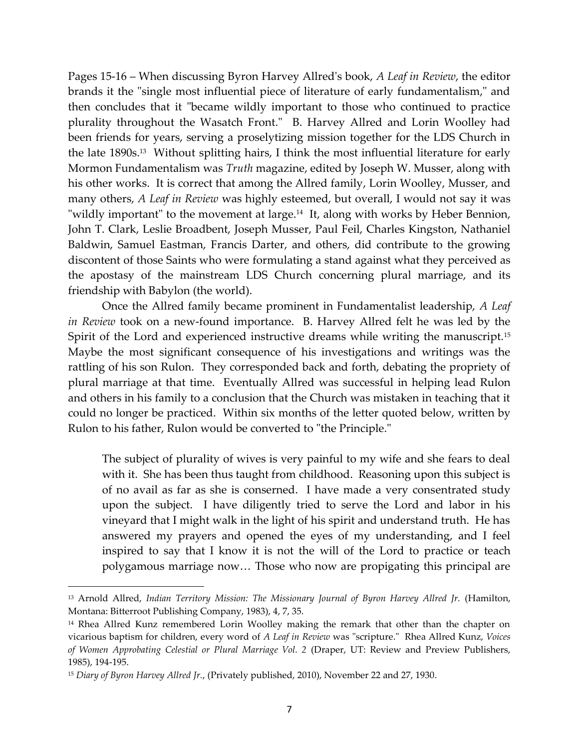Pages 15-16 – When discussing Byron Harvey Allred's book, *A Leaf in Review*, the editor brands it the "single most influential piece of literature of early fundamentalism," and then concludes that it "became wildly important to those who continued to practice plurality throughout the Wasatch Front." B. Harvey Allred and Lorin Woolley had been friends for years, serving a proselytizing mission together for the LDS Church in the late 1890s.[13] Without splitting hairs, I think the most influential literature for early Mormon Fundamentalism was *Truth* magazine, edited by Joseph W. Musser, along with his other works. It is correct that among the Allred family, Lorin Woolley, Musser, and many others, *A Leaf in Review* was highly esteemed, but overall, I would not say it was "wildly important" to the movement at large.[14] It, along with works by Heber Bennion, John T. Clark, Leslie Broadbent, Joseph Musser, Paul Feil, Charles Kingston, Nathaniel Baldwin, Samuel Eastman, Francis Darter, and others, did contribute to the growing discontent of those Saints who were formulating a stand against what they perceived as the apostasy of the mainstream LDS Church concerning plural marriage, and its friendship with Babylon (the world).

Once the Allred family became prominent in Fundamentalist leadership, *A Leaf in Review* took on a new-found importance. B. Harvey Allred felt he was led by the Spirit of the Lord and experienced instructive dreams while writing the manuscript.[15] Maybe the most significant consequence of his investigations and writings was the rattling of his son Rulon. They corresponded back and forth, debating the propriety of plural marriage at that time. Eventually Allred was successful in helping lead Rulon and others in his family to a conclusion that the Church was mistaken in teaching that it could no longer be practiced. Within six months of the letter quoted below, written by Rulon to his father, Rulon would be converted to "the Principle."

> The subject of plurality of wives is very painful to my wife and she fears to deal with it. She has been thus taught from childhood. Reasoning upon this subject is of no avail as far as she is conserned. I have made a very consentrated study upon the subject. I have diligently tried to serve the Lord and labor in his vineyard that I might walk in the light of his spirit and understand truth. He has answered my prayers and opened the eyes of my understanding, and I feel inspired to say that I know it is not the will of the Lord to practice or teach polygamous marriage now… Those who now are propigating this principal are

---

[13] Arnold Allred, *Indian Territory Mission: The Missionary Journal of Byron Harvey Allred Jr.* (Hamilton, Montana: Bitterroot Publishing Company, 1983), 4, 7, 35.

[14] Rhea Allred Kunz remembered Lorin Woolley making the remark that other than the chapter on vicarious baptism for children, every word of *A Leaf in Review* was "scripture." Rhea Allred Kunz, *Voices of Women Approbating Celestial or Plural Marriage Vol. 2* (Draper, UT: Review and Preview Publishers, 1985), 194-195.

[15] *Diary of Byron Harvey Allred Jr.*, (Privately published, 2010), November 22 and 27, 1930.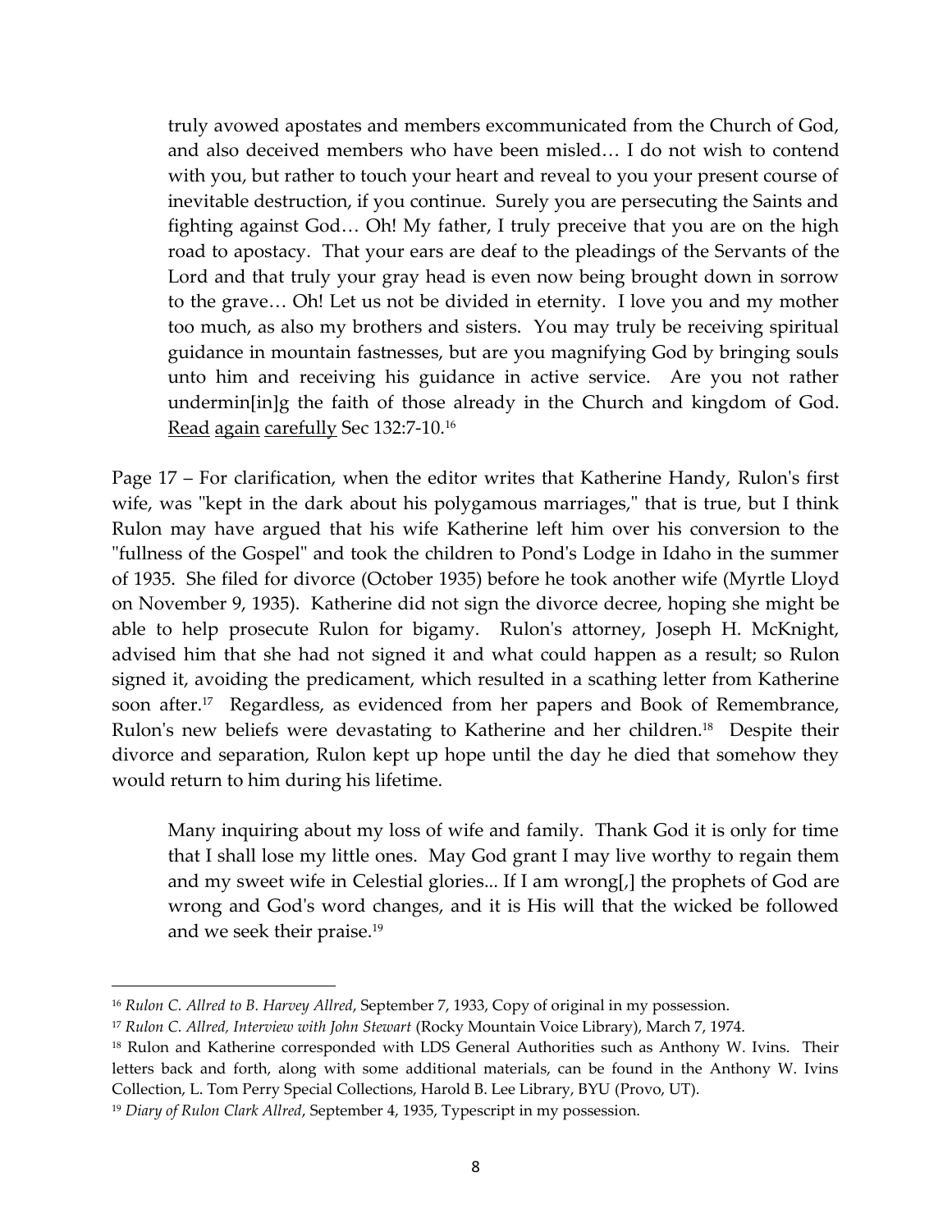> truly avowed apostates and members excommunicated from the Church of God, and also deceived members who have been misled… I do not wish to contend with you, but rather to touch your heart and reveal to you your present course of inevitable destruction, if you continue. Surely you are persecuting the Saints and fighting against God… Oh! My father, I truly preceive that you are on the high road to apostacy. That your ears are deaf to the pleadings of the Servants of the Lord and that truly your gray head is even now being brought down in sorrow to the grave… Oh! Let us not be divided in eternity. I love you and my mother too much, as also my brothers and sisters. You may truly be receiving spiritual guidance in mountain fastnesses, but are you magnifying God by bringing souls unto him and receiving his guidance in active service. Are you not rather undermin[in]g the faith of those already in the Church and kingdom of God. <u>Read</u> <u>again</u> <u>carefully</u> Sec 132:7-10.[16]

Page 17 – For clarification, when the editor writes that Katherine Handy, Rulon's first wife, was "kept in the dark about his polygamous marriages," that is true, but I think Rulon may have argued that his wife Katherine left him over his conversion to the "fullness of the Gospel" and took the children to Pond's Lodge in Idaho in the summer of 1935. She filed for divorce (October 1935) before he took another wife (Myrtle Lloyd on November 9, 1935). Katherine did not sign the divorce decree, hoping she might be able to help prosecute Rulon for bigamy. Rulon's attorney, Joseph H. McKnight, advised him that she had not signed it and what could happen as a result; so Rulon signed it, avoiding the predicament, which resulted in a scathing letter from Katherine soon after.[17] Regardless, as evidenced from her papers and Book of Remembrance, Rulon's new beliefs were devastating to Katherine and her children.[18] Despite their divorce and separation, Rulon kept up hope until the day he died that somehow they would return to him during his lifetime.

> Many inquiring about my loss of wife and family. Thank God it is only for time that I shall lose my little ones. May God grant I may live worthy to regain them and my sweet wife in Celestial glories... If I am wrong[,] the prophets of God are wrong and God's word changes, and it is His will that the wicked be followed and we seek their praise.[19]

---

[16] *Rulon C. Allred to B. Harvey Allred*, September 7, 1933, Copy of original in my possession.

[17] *Rulon C. Allred, Interview with John Stewart* (Rocky Mountain Voice Library), March 7, 1974.

[18] Rulon and Katherine corresponded with LDS General Authorities such as Anthony W. Ivins. Their letters back and forth, along with some additional materials, can be found in the Anthony W. Ivins Collection, L. Tom Perry Special Collections, Harold B. Lee Library, BYU (Provo, UT).

[19] *Diary of Rulon Clark Allred*, September 4, 1935, Typescript in my possession.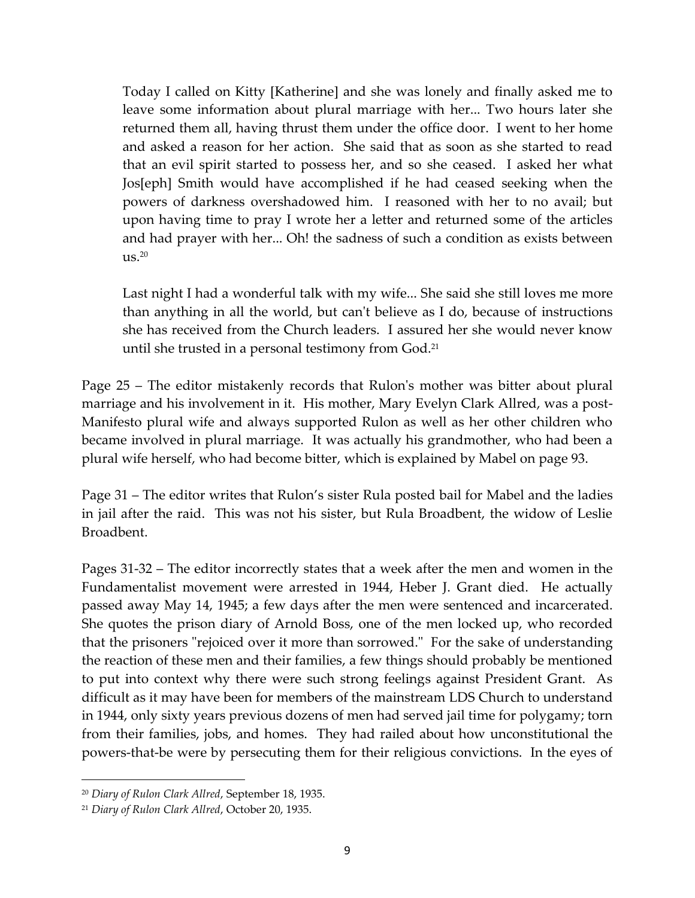> Today I called on Kitty [Katherine] and she was lonely and finally asked me to leave some information about plural marriage with her... Two hours later she returned them all, having thrust them under the office door. I went to her home and asked a reason for her action. She said that as soon as she started to read that an evil spirit started to possess her, and so she ceased. I asked her what Jos[eph] Smith would have accomplished if he had ceased seeking when the powers of darkness overshadowed him. I reasoned with her to no avail; but upon having time to pray I wrote her a letter and returned some of the articles and had prayer with her... Oh! the sadness of such a condition as exists between us.[20]

> Last night I had a wonderful talk with my wife... She said she still loves me more than anything in all the world, but can't believe as I do, because of instructions she has received from the Church leaders. I assured her she would never know until she trusted in a personal testimony from God.[21]

Page 25 – The editor mistakenly records that Rulon's mother was bitter about plural marriage and his involvement in it. His mother, Mary Evelyn Clark Allred, was a post-Manifesto plural wife and always supported Rulon as well as her other children who became involved in plural marriage. It was actually his grandmother, who had been a plural wife herself, who had become bitter, which is explained by Mabel on page 93.

Page 31 – The editor writes that Rulon's sister Rula posted bail for Mabel and the ladies in jail after the raid. This was not his sister, but Rula Broadbent, the widow of Leslie Broadbent.

Pages 31-32 – The editor incorrectly states that a week after the men and women in the Fundamentalist movement were arrested in 1944, Heber J. Grant died. He actually passed away May 14, 1945; a few days after the men were sentenced and incarcerated. She quotes the prison diary of Arnold Boss, one of the men locked up, who recorded that the prisoners "rejoiced over it more than sorrowed." For the sake of understanding the reaction of these men and their families, a few things should probably be mentioned to put into context why there were such strong feelings against President Grant. As difficult as it may have been for members of the mainstream LDS Church to understand in 1944, only sixty years previous dozens of men had served jail time for polygamy; torn from their families, jobs, and homes. They had railed about how unconstitutional the powers-that-be were by persecuting them for their religious convictions. In the eyes of

---

[20] *Diary of Rulon Clark Allred*, September 18, 1935.

[21] *Diary of Rulon Clark Allred*, October 20, 1935.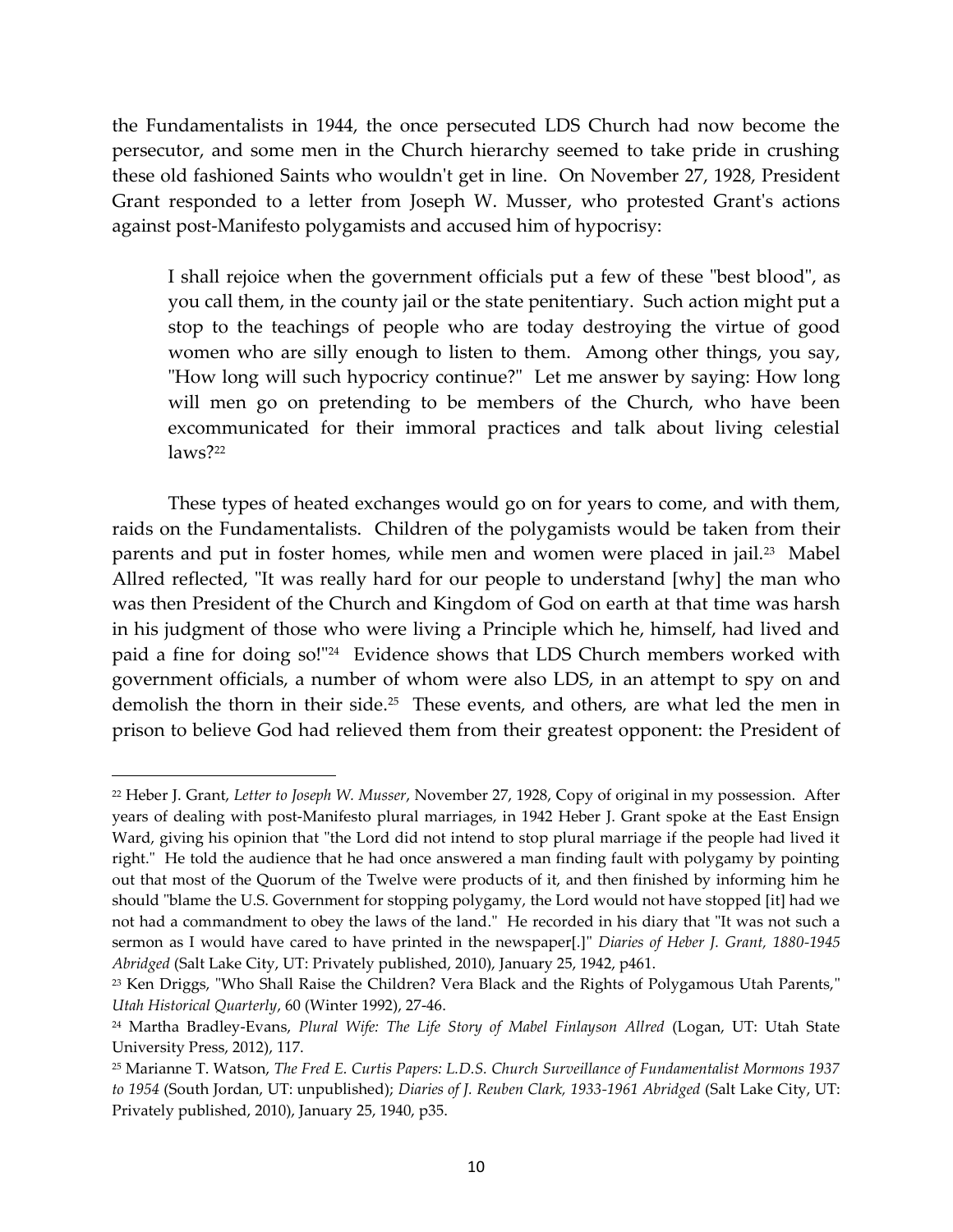the Fundamentalists in 1944, the once persecuted LDS Church had now become the persecutor, and some men in the Church hierarchy seemed to take pride in crushing these old fashioned Saints who wouldn't get in line. On November 27, 1928, President Grant responded to a letter from Joseph W. Musser, who protested Grant's actions against post-Manifesto polygamists and accused him of hypocrisy:

> I shall rejoice when the government officials put a few of these "best blood", as you call them, in the county jail or the state penitentiary. Such action might put a stop to the teachings of people who are today destroying the virtue of good women who are silly enough to listen to them. Among other things, you say, "How long will such hypocricy continue?" Let me answer by saying: How long will men go on pretending to be members of the Church, who have been excommunicated for their immoral practices and talk about living celestial laws?[22]

These types of heated exchanges would go on for years to come, and with them, raids on the Fundamentalists. Children of the polygamists would be taken from their parents and put in foster homes, while men and women were placed in jail.[23] Mabel Allred reflected, "It was really hard for our people to understand [why] the man who was then President of the Church and Kingdom of God on earth at that time was harsh in his judgment of those who were living a Principle which he, himself, had lived and paid a fine for doing so!"[24] Evidence shows that LDS Church members worked with government officials, a number of whom were also LDS, in an attempt to spy on and demolish the thorn in their side.[25] These events, and others, are what led the men in prison to believe God had relieved them from their greatest opponent: the President of

---

[22] Heber J. Grant, *Letter to Joseph W. Musser*, November 27, 1928, Copy of original in my possession. After years of dealing with post-Manifesto plural marriages, in 1942 Heber J. Grant spoke at the East Ensign Ward, giving his opinion that "the Lord did not intend to stop plural marriage if the people had lived it right." He told the audience that he had once answered a man finding fault with polygamy by pointing out that most of the Quorum of the Twelve were products of it, and then finished by informing him he should "blame the U.S. Government for stopping polygamy, the Lord would not have stopped [it] had we not had a commandment to obey the laws of the land." He recorded in his diary that "It was not such a sermon as I would have cared to have printed in the newspaper[.]" *Diaries of Heber J. Grant, 1880-1945 Abridged* (Salt Lake City, UT: Privately published, 2010), January 25, 1942, p461.

[23] Ken Driggs, "Who Shall Raise the Children? Vera Black and the Rights of Polygamous Utah Parents," *Utah Historical Quarterly*, 60 (Winter 1992), 27-46.

[24] Martha Bradley-Evans, *Plural Wife: The Life Story of Mabel Finlayson Allred* (Logan, UT: Utah State University Press, 2012), 117.

[25] Marianne T. Watson, *The Fred E. Curtis Papers: L.D.S. Church Surveillance of Fundamentalist Mormons 1937 to 1954* (South Jordan, UT: unpublished); *Diaries of J. Reuben Clark, 1933-1961 Abridged* (Salt Lake City, UT: Privately published, 2010), January 25, 1940, p35.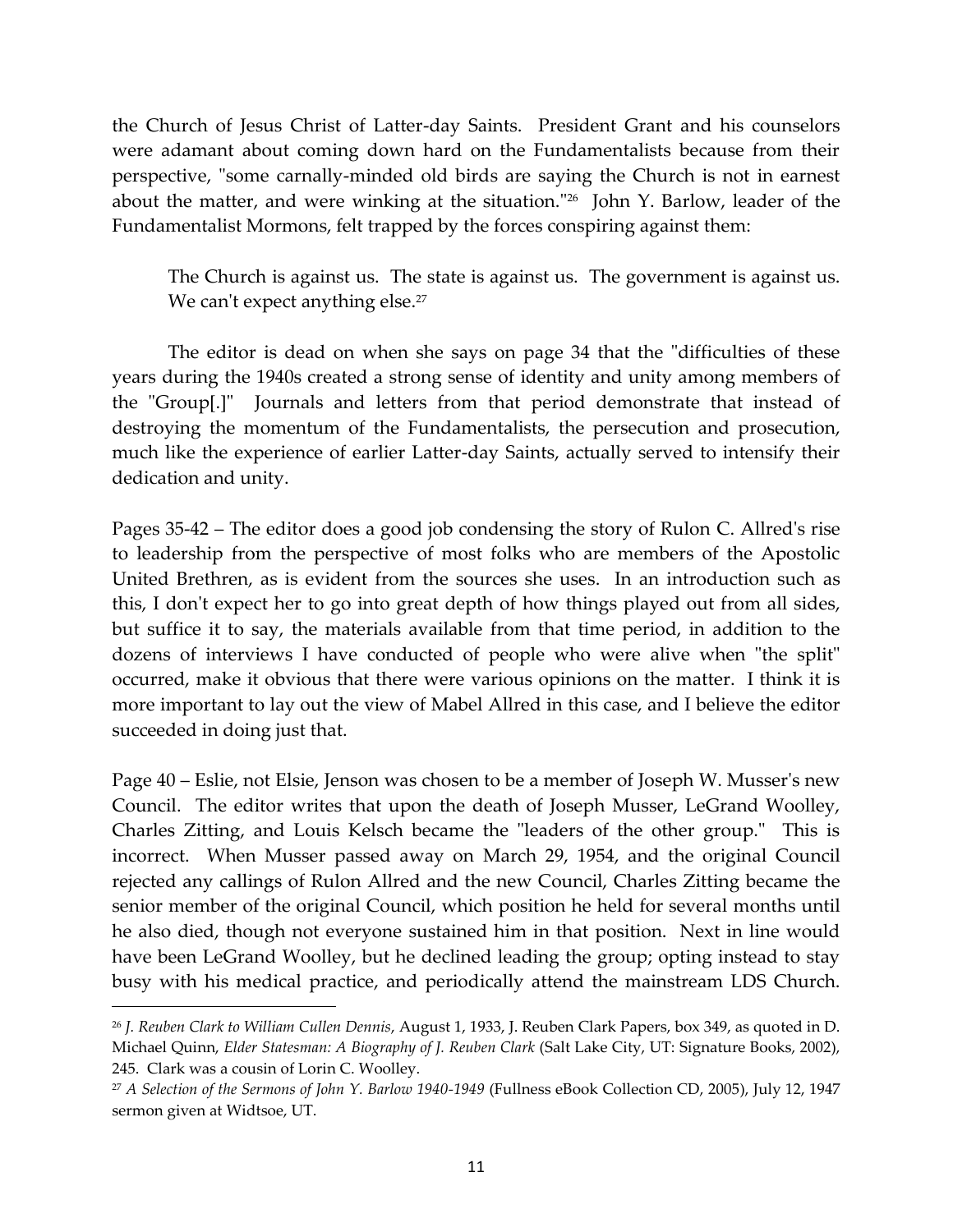the Church of Jesus Christ of Latter-day Saints. President Grant and his counselors were adamant about coming down hard on the Fundamentalists because from their perspective, "some carnally-minded old birds are saying the Church is not in earnest about the matter, and were winking at the situation."[26] John Y. Barlow, leader of the Fundamentalist Mormons, felt trapped by the forces conspiring against them:

> The Church is against us. The state is against us. The government is against us. We can't expect anything else.[27]

The editor is dead on when she says on page 34 that the "difficulties of these years during the 1940s created a strong sense of identity and unity among members of the "Group[.]" Journals and letters from that period demonstrate that instead of destroying the momentum of the Fundamentalists, the persecution and prosecution, much like the experience of earlier Latter-day Saints, actually served to intensify their dedication and unity.

Pages 35-42 – The editor does a good job condensing the story of Rulon C. Allred's rise to leadership from the perspective of most folks who are members of the Apostolic United Brethren, as is evident from the sources she uses. In an introduction such as this, I don't expect her to go into great depth of how things played out from all sides, but suffice it to say, the materials available from that time period, in addition to the dozens of interviews I have conducted of people who were alive when "the split" occurred, make it obvious that there were various opinions on the matter. I think it is more important to lay out the view of Mabel Allred in this case, and I believe the editor succeeded in doing just that.

Page 40 – Eslie, not Elsie, Jenson was chosen to be a member of Joseph W. Musser's new Council. The editor writes that upon the death of Joseph Musser, LeGrand Woolley, Charles Zitting, and Louis Kelsch became the "leaders of the other group." This is incorrect. When Musser passed away on March 29, 1954, and the original Council rejected any callings of Rulon Allred and the new Council, Charles Zitting became the senior member of the original Council, which position he held for several months until he also died, though not everyone sustained him in that position. Next in line would have been LeGrand Woolley, but he declined leading the group; opting instead to stay busy with his medical practice, and periodically attend the mainstream LDS Church.

---

[26] *J. Reuben Clark to William Cullen Dennis*, August 1, 1933, J. Reuben Clark Papers, box 349, as quoted in D. Michael Quinn, *Elder Statesman: A Biography of J. Reuben Clark* (Salt Lake City, UT: Signature Books, 2002), 245. Clark was a cousin of Lorin C. Woolley.

[27] *A Selection of the Sermons of John Y. Barlow 1940-1949* (Fullness eBook Collection CD, 2005), July 12, 1947 sermon given at Widtsoe, UT.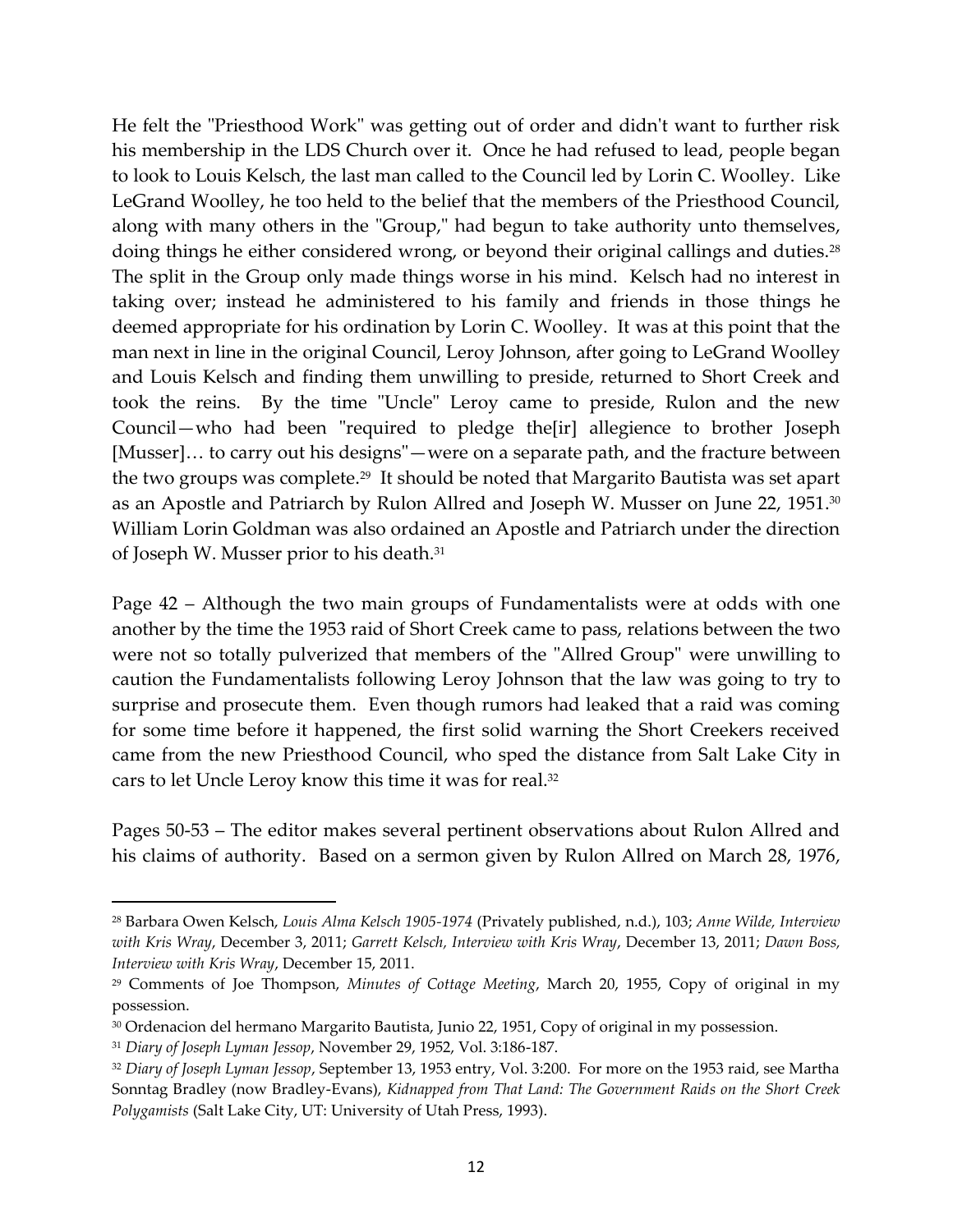He felt the "Priesthood Work" was getting out of order and didn't want to further risk his membership in the LDS Church over it. Once he had refused to lead, people began to look to Louis Kelsch, the last man called to the Council led by Lorin C. Woolley. Like LeGrand Woolley, he too held to the belief that the members of the Priesthood Council, along with many others in the "Group," had begun to take authority unto themselves, doing things he either considered wrong, or beyond their original callings and duties.[28] The split in the Group only made things worse in his mind. Kelsch had no interest in taking over; instead he administered to his family and friends in those things he deemed appropriate for his ordination by Lorin C. Woolley. It was at this point that the man next in line in the original Council, Leroy Johnson, after going to LeGrand Woolley and Louis Kelsch and finding them unwilling to preside, returned to Short Creek and took the reins. By the time "Uncle" Leroy came to preside, Rulon and the new Council—who had been "required to pledge the[ir] allegience to brother Joseph [Musser]… to carry out his designs"—were on a separate path, and the fracture between the two groups was complete.[29] It should be noted that Margarito Bautista was set apart as an Apostle and Patriarch by Rulon Allred and Joseph W. Musser on June 22, 1951.[30] William Lorin Goldman was also ordained an Apostle and Patriarch under the direction of Joseph W. Musser prior to his death.[31]

Page 42 – Although the two main groups of Fundamentalists were at odds with one another by the time the 1953 raid of Short Creek came to pass, relations between the two were not so totally pulverized that members of the "Allred Group" were unwilling to caution the Fundamentalists following Leroy Johnson that the law was going to try to surprise and prosecute them. Even though rumors had leaked that a raid was coming for some time before it happened, the first solid warning the Short Creekers received came from the new Priesthood Council, who sped the distance from Salt Lake City in cars to let Uncle Leroy know this time it was for real.[32]

Pages 50-53 – The editor makes several pertinent observations about Rulon Allred and his claims of authority. Based on a sermon given by Rulon Allred on March 28, 1976,

---

[28] Barbara Owen Kelsch, *Louis Alma Kelsch 1905-1974* (Privately published, n.d.), 103; *Anne Wilde, Interview with Kris Wray*, December 3, 2011; *Garrett Kelsch, Interview with Kris Wray*, December 13, 2011; *Dawn Boss, Interview with Kris Wray*, December 15, 2011.

[29] Comments of Joe Thompson, *Minutes of Cottage Meeting*, March 20, 1955, Copy of original in my possession.

[30] Ordenacion del hermano Margarito Bautista, Junio 22, 1951, Copy of original in my possession.

[31] *Diary of Joseph Lyman Jessop*, November 29, 1952, Vol. 3:186-187.

[32] *Diary of Joseph Lyman Jessop*, September 13, 1953 entry, Vol. 3:200. For more on the 1953 raid, see Martha Sonntag Bradley (now Bradley-Evans), *Kidnapped from That Land: The Government Raids on the Short Creek Polygamists* (Salt Lake City, UT: University of Utah Press, 1993).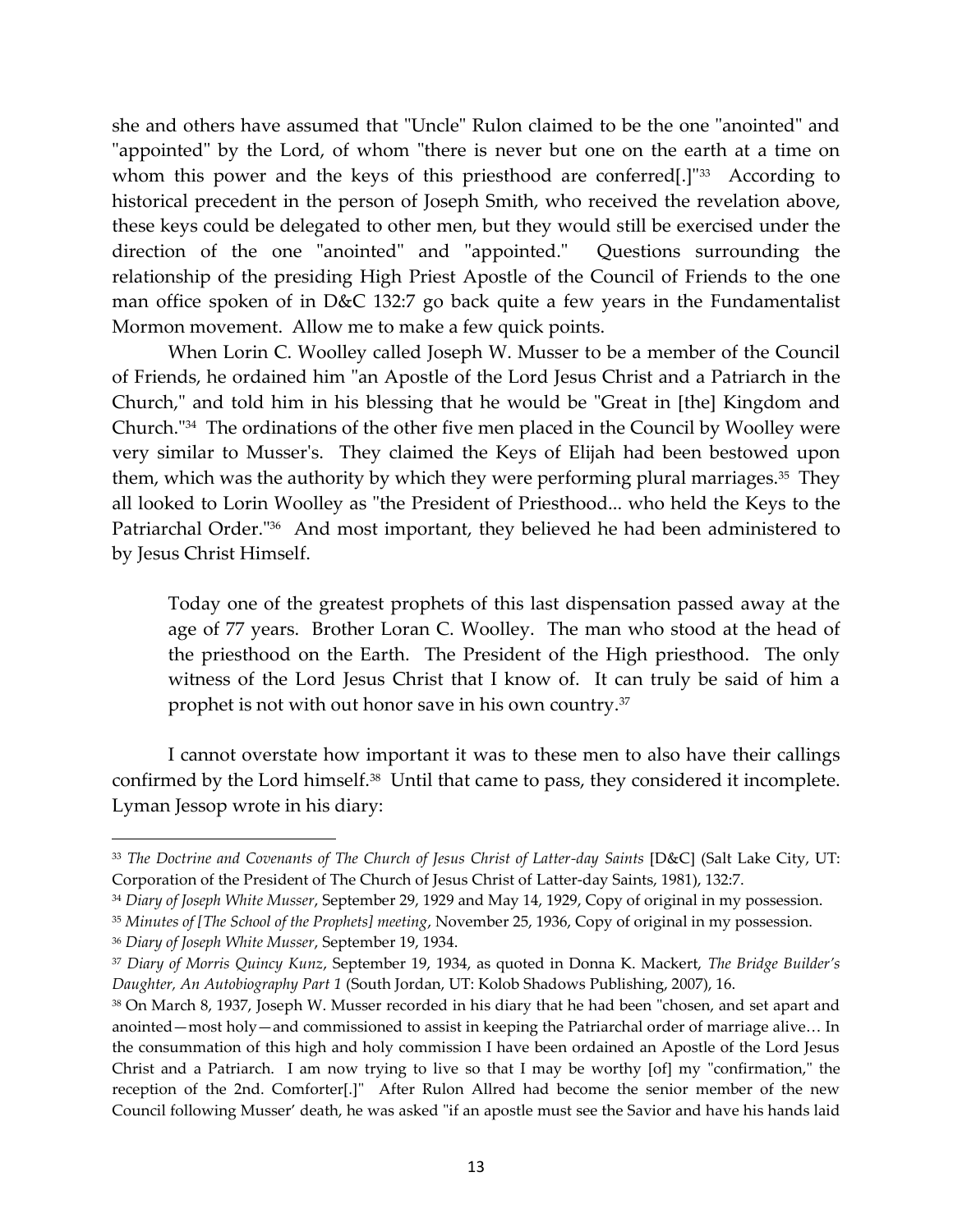she and others have assumed that "Uncle" Rulon claimed to be the one "anointed" and "appointed" by the Lord, of whom "there is never but one on the earth at a time on whom this power and the keys of this priesthood are conferred[.]"[33] According to historical precedent in the person of Joseph Smith, who received the revelation above, these keys could be delegated to other men, but they would still be exercised under the direction of the one "anointed" and "appointed." Questions surrounding the relationship of the presiding High Priest Apostle of the Council of Friends to the one man office spoken of in D&C 132:7 go back quite a few years in the Fundamentalist Mormon movement. Allow me to make a few quick points.

When Lorin C. Woolley called Joseph W. Musser to be a member of the Council of Friends, he ordained him "an Apostle of the Lord Jesus Christ and a Patriarch in the Church," and told him in his blessing that he would be "Great in [the] Kingdom and Church."[34] The ordinations of the other five men placed in the Council by Woolley were very similar to Musser's. They claimed the Keys of Elijah had been bestowed upon them, which was the authority by which they were performing plural marriages.[35] They all looked to Lorin Woolley as "the President of Priesthood... who held the Keys to the Patriarchal Order."[36] And most important, they believed he had been administered to by Jesus Christ Himself.

> Today one of the greatest prophets of this last dispensation passed away at the age of 77 years. Brother Loran C. Woolley. The man who stood at the head of the priesthood on the Earth. The President of the High priesthood. The only witness of the Lord Jesus Christ that I know of. It can truly be said of him a prophet is not with out honor save in his own country.[37]

I cannot overstate how important it was to these men to also have their callings confirmed by the Lord himself.[38] Until that came to pass, they considered it incomplete. Lyman Jessop wrote in his diary:

---

[33] *The Doctrine and Covenants of The Church of Jesus Christ of Latter-day Saints* [D&C] (Salt Lake City, UT: Corporation of the President of The Church of Jesus Christ of Latter-day Saints, 1981), 132:7.

[34] *Diary of Joseph White Musser*, September 29, 1929 and May 14, 1929, Copy of original in my possession.

[35] *Minutes of [The School of the Prophets] meeting*, November 25, 1936, Copy of original in my possession.

[36] *Diary of Joseph White Musser*, September 19, 1934.

[37] *Diary of Morris Quincy Kunz*, September 19, 1934, as quoted in Donna K. Mackert, *The Bridge Builder's Daughter, An Autobiography Part 1* (South Jordan, UT: Kolob Shadows Publishing, 2007), 16.

[38] On March 8, 1937, Joseph W. Musser recorded in his diary that he had been "chosen, and set apart and anointed—most holy—and commissioned to assist in keeping the Patriarchal order of marriage alive… In the consummation of this high and holy commission I have been ordained an Apostle of the Lord Jesus Christ and a Patriarch. I am now trying to live so that I may be worthy [of] my "confirmation," the reception of the 2nd. Comforter[.]" After Rulon Allred had become the senior member of the new Council following Musser' death, he was asked "if an apostle must see the Savior and have his hands laid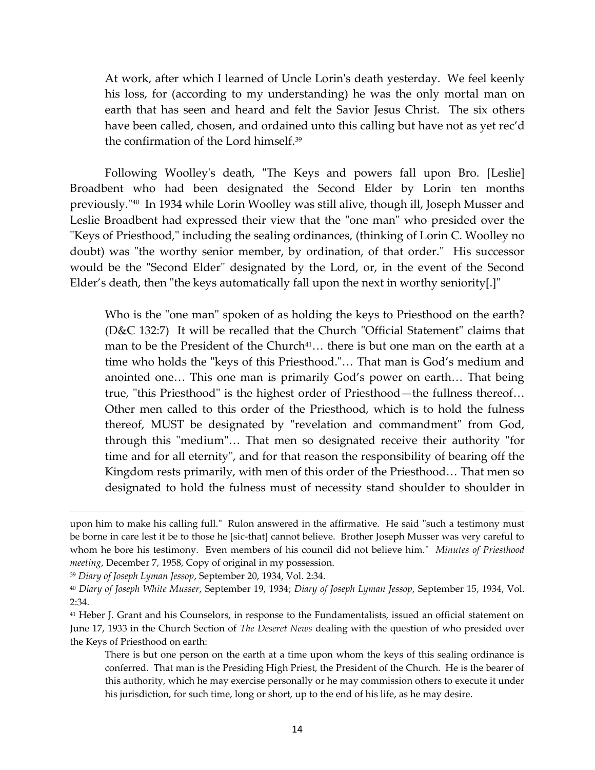> At work, after which I learned of Uncle Lorin's death yesterday. We feel keenly his loss, for (according to my understanding) he was the only mortal man on earth that has seen and heard and felt the Savior Jesus Christ. The six others have been called, chosen, and ordained unto this calling but have not as yet rec'd the confirmation of the Lord himself.[39]

Following Woolley's death, "The Keys and powers fall upon Bro. [Leslie] Broadbent who had been designated the Second Elder by Lorin ten months previously."[40] In 1934 while Lorin Woolley was still alive, though ill, Joseph Musser and Leslie Broadbent had expressed their view that the "one man" who presided over the "Keys of Priesthood," including the sealing ordinances, (thinking of Lorin C. Woolley no doubt) was "the worthy senior member, by ordination, of that order." His successor would be the "Second Elder" designated by the Lord, or, in the event of the Second Elder's death, then "the keys automatically fall upon the next in worthy seniority[.]"

> Who is the "one man" spoken of as holding the keys to Priesthood on the earth? (D&C 132:7) It will be recalled that the Church "Official Statement" claims that man to be the President of the Church[41]… there is but one man on the earth at a time who holds the "keys of this Priesthood."… That man is God's medium and anointed one… This one man is primarily God's power on earth… That being true, "this Priesthood" is the highest order of Priesthood—the fullness thereof… Other men called to this order of the Priesthood, which is to hold the fulness thereof, MUST be designated by "revelation and commandment" from God, through this "medium"… That men so designated receive their authority "for time and for all eternity", and for that reason the responsibility of bearing off the Kingdom rests primarily, with men of this order of the Priesthood… That men so designated to hold the fulness must of necessity stand shoulder to shoulder in

---

upon him to make his calling full." Rulon answered in the affirmative. He said "such a testimony must be borne in care lest it be to those he [sic-that] cannot believe. Brother Joseph Musser was very careful to whom he bore his testimony. Even members of his council did not believe him." *Minutes of Priesthood meeting*, December 7, 1958, Copy of original in my possession.

[39] *Diary of Joseph Lyman Jessop*, September 20, 1934, Vol. 2:34.

[40] *Diary of Joseph White Musser*, September 19, 1934; *Diary of Joseph Lyman Jessop*, September 15, 1934, Vol. 2:34.

[41] Heber J. Grant and his Counselors, in response to the Fundamentalists, issued an official statement on June 17, 1933 in the Church Section of *The Deseret News* dealing with the question of who presided over the Keys of Priesthood on earth:

> There is but one person on the earth at a time upon whom the keys of this sealing ordinance is conferred. That man is the Presiding High Priest, the President of the Church. He is the bearer of this authority, which he may exercise personally or he may commission others to execute it under his jurisdiction, for such time, long or short, up to the end of his life, as he may desire.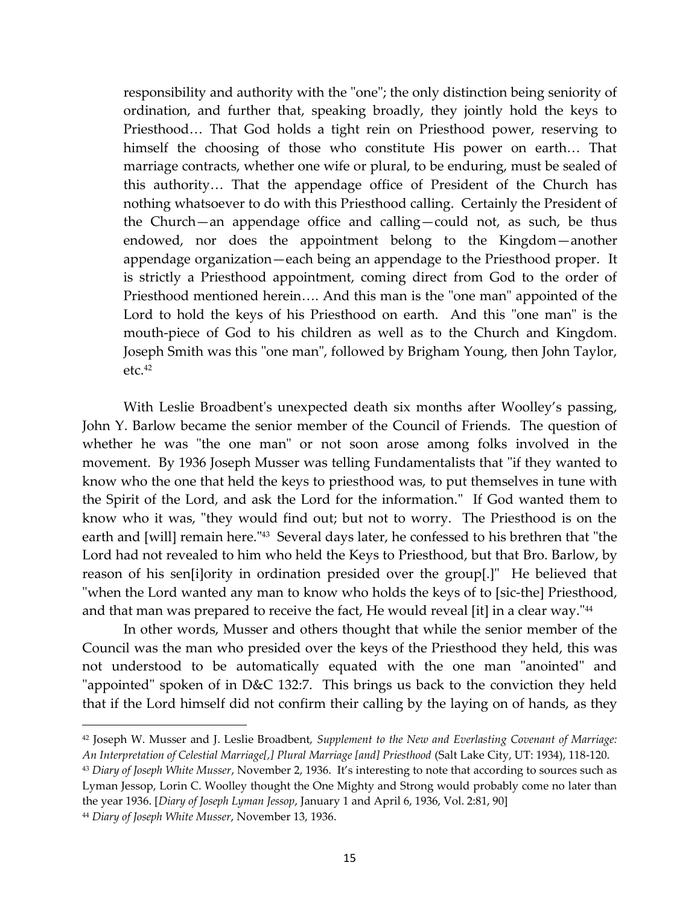> responsibility and authority with the "one"; the only distinction being seniority of ordination, and further that, speaking broadly, they jointly hold the keys to Priesthood… That God holds a tight rein on Priesthood power, reserving to himself the choosing of those who constitute His power on earth… That marriage contracts, whether one wife or plural, to be enduring, must be sealed of this authority… That the appendage office of President of the Church has nothing whatsoever to do with this Priesthood calling. Certainly the President of the Church—an appendage office and calling—could not, as such, be thus endowed, nor does the appointment belong to the Kingdom—another appendage organization—each being an appendage to the Priesthood proper. It is strictly a Priesthood appointment, coming direct from God to the order of Priesthood mentioned herein…. And this man is the "one man" appointed of the Lord to hold the keys of his Priesthood on earth. And this "one man" is the mouth-piece of God to his children as well as to the Church and Kingdom. Joseph Smith was this "one man", followed by Brigham Young, then John Taylor, etc.[42]

With Leslie Broadbent's unexpected death six months after Woolley's passing, John Y. Barlow became the senior member of the Council of Friends. The question of whether he was "the one man" or not soon arose among folks involved in the movement. By 1936 Joseph Musser was telling Fundamentalists that "if they wanted to know who the one that held the keys to priesthood was, to put themselves in tune with the Spirit of the Lord, and ask the Lord for the information." If God wanted them to know who it was, "they would find out; but not to worry. The Priesthood is on the earth and [will] remain here."[43] Several days later, he confessed to his brethren that "the Lord had not revealed to him who held the Keys to Priesthood, but that Bro. Barlow, by reason of his sen[i]ority in ordination presided over the group[.]" He believed that "when the Lord wanted any man to know who holds the keys of to [sic-the] Priesthood, and that man was prepared to receive the fact, He would reveal [it] in a clear way."[44]

In other words, Musser and others thought that while the senior member of the Council was the man who presided over the keys of the Priesthood they held, this was not understood to be automatically equated with the one man "anointed" and "appointed" spoken of in D&C 132:7. This brings us back to the conviction they held that if the Lord himself did not confirm their calling by the laying on of hands, as they

---

[42] Joseph W. Musser and J. Leslie Broadbent, *Supplement to the New and Everlasting Covenant of Marriage: An Interpretation of Celestial Marriage[,] Plural Marriage [and] Priesthood* (Salt Lake City, UT: 1934), 118-120.

[43] *Diary of Joseph White Musser*, November 2, 1936. It's interesting to note that according to sources such as Lyman Jessop, Lorin C. Woolley thought the One Mighty and Strong would probably come no later than the year 1936. [*Diary of Joseph Lyman Jessop*, January 1 and April 6, 1936, Vol. 2:81, 90]

[44] *Diary of Joseph White Musser*, November 13, 1936.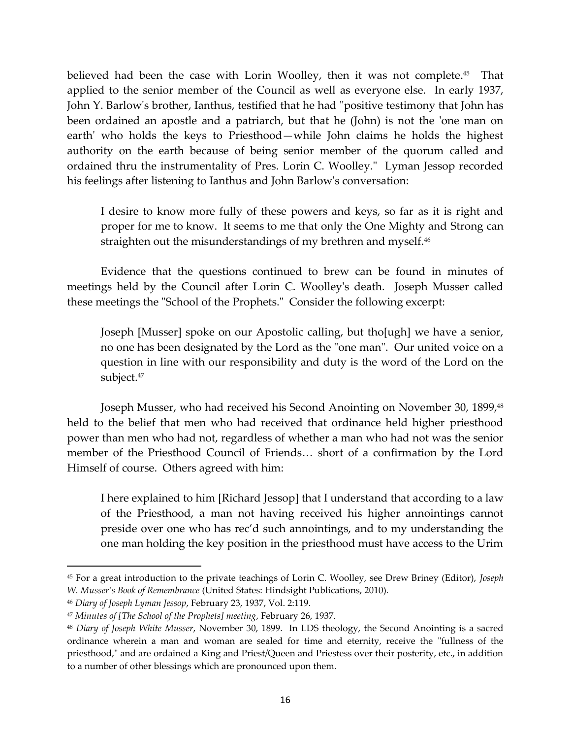believed had been the case with Lorin Woolley, then it was not complete.[45] That applied to the senior member of the Council as well as everyone else. In early 1937, John Y. Barlow's brother, Ianthus, testified that he had "positive testimony that John has been ordained an apostle and a patriarch, but that he (John) is not the 'one man on earth' who holds the keys to Priesthood—while John claims he holds the highest authority on the earth because of being senior member of the quorum called and ordained thru the instrumentality of Pres. Lorin C. Woolley." Lyman Jessop recorded his feelings after listening to Ianthus and John Barlow's conversation:

> I desire to know more fully of these powers and keys, so far as it is right and proper for me to know. It seems to me that only the One Mighty and Strong can straighten out the misunderstandings of my brethren and myself.[46]

Evidence that the questions continued to brew can be found in minutes of meetings held by the Council after Lorin C. Woolley's death. Joseph Musser called these meetings the "School of the Prophets." Consider the following excerpt:

> Joseph [Musser] spoke on our Apostolic calling, but tho[ugh] we have a senior, no one has been designated by the Lord as the "one man". Our united voice on a question in line with our responsibility and duty is the word of the Lord on the subject.[47]

Joseph Musser, who had received his Second Anointing on November 30, 1899,[48] held to the belief that men who had received that ordinance held higher priesthood power than men who had not, regardless of whether a man who had not was the senior member of the Priesthood Council of Friends… short of a confirmation by the Lord Himself of course. Others agreed with him:

> I here explained to him [Richard Jessop] that I understand that according to a law of the Priesthood, a man not having received his higher annointings cannot preside over one who has rec'd such annointings, and to my understanding the one man holding the key position in the priesthood must have access to the Urim

---

[45] For a great introduction to the private teachings of Lorin C. Woolley, see Drew Briney (Editor), *Joseph W. Musser's Book of Remembrance* (United States: Hindsight Publications, 2010).

[46] *Diary of Joseph Lyman Jessop*, February 23, 1937, Vol. 2:119.

[47] *Minutes of [The School of the Prophets] meeting*, February 26, 1937.

[48] *Diary of Joseph White Musser*, November 30, 1899. In LDS theology, the Second Anointing is a sacred ordinance wherein a man and woman are sealed for time and eternity, receive the "fullness of the priesthood," and are ordained a King and Priest/Queen and Priestess over their posterity, etc., in addition to a number of other blessings which are pronounced upon them.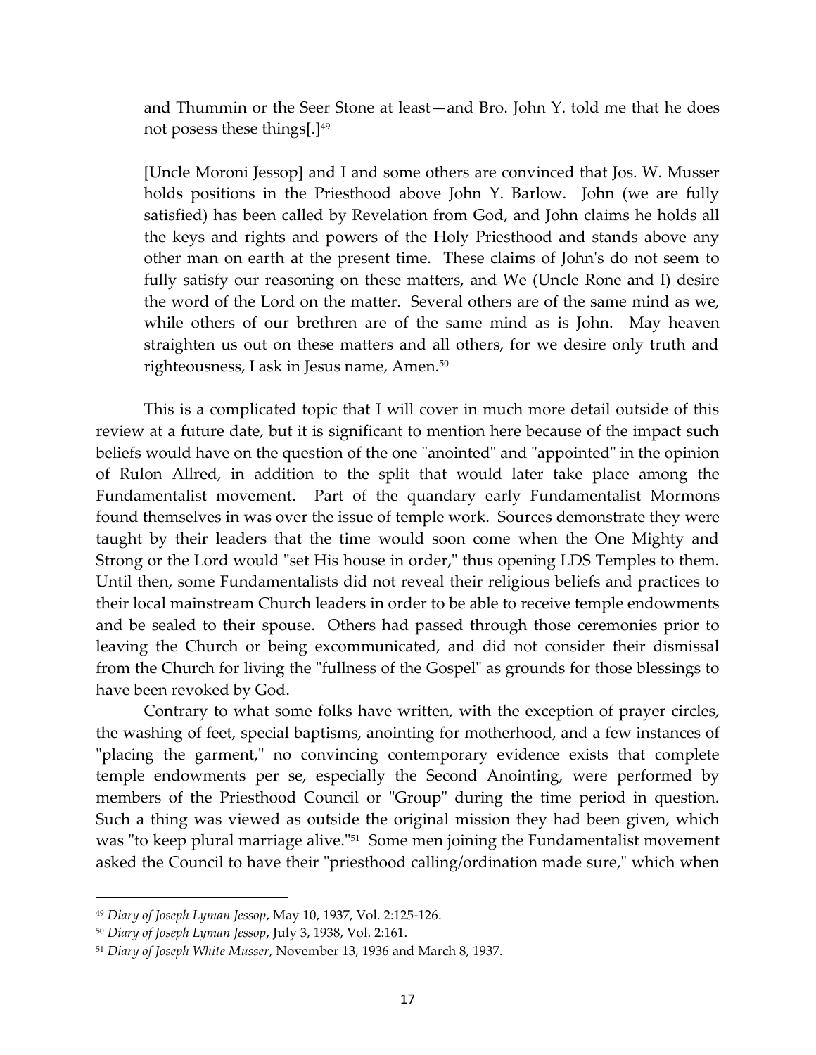> and Thummin or the Seer Stone at least—and Bro. John Y. told me that he does not posess these things[.][49]
>
> [Uncle Moroni Jessop] and I and some others are convinced that Jos. W. Musser holds positions in the Priesthood above John Y. Barlow. John (we are fully satisfied) has been called by Revelation from God, and John claims he holds all the keys and rights and powers of the Holy Priesthood and stands above any other man on earth at the present time. These claims of John's do not seem to fully satisfy our reasoning on these matters, and We (Uncle Rone and I) desire the word of the Lord on the matter. Several others are of the same mind as we, while others of our brethren are of the same mind as is John. May heaven straighten us out on these matters and all others, for we desire only truth and righteousness, I ask in Jesus name, Amen.[50]

This is a complicated topic that I will cover in much more detail outside of this review at a future date, but it is significant to mention here because of the impact such beliefs would have on the question of the one "anointed" and "appointed" in the opinion of Rulon Allred, in addition to the split that would later take place among the Fundamentalist movement. Part of the quandary early Fundamentalist Mormons found themselves in was over the issue of temple work. Sources demonstrate they were taught by their leaders that the time would soon come when the One Mighty and Strong or the Lord would "set His house in order," thus opening LDS Temples to them. Until then, some Fundamentalists did not reveal their religious beliefs and practices to their local mainstream Church leaders in order to be able to receive temple endowments and be sealed to their spouse. Others had passed through those ceremonies prior to leaving the Church or being excommunicated, and did not consider their dismissal from the Church for living the "fullness of the Gospel" as grounds for those blessings to have been revoked by God.

Contrary to what some folks have written, with the exception of prayer circles, the washing of feet, special baptisms, anointing for motherhood, and a few instances of "placing the garment," no convincing contemporary evidence exists that complete temple endowments per se, especially the Second Anointing, were performed by members of the Priesthood Council or "Group" during the time period in question. Such a thing was viewed as outside the original mission they had been given, which was "to keep plural marriage alive."[51] Some men joining the Fundamentalist movement asked the Council to have their "priesthood calling/ordination made sure," which when

---

[49] *Diary of Joseph Lyman Jessop*, May 10, 1937, Vol. 2:125-126.

[50] *Diary of Joseph Lyman Jessop*, July 3, 1938, Vol. 2:161.

[51] *Diary of Joseph White Musser*, November 13, 1936 and March 8, 1937.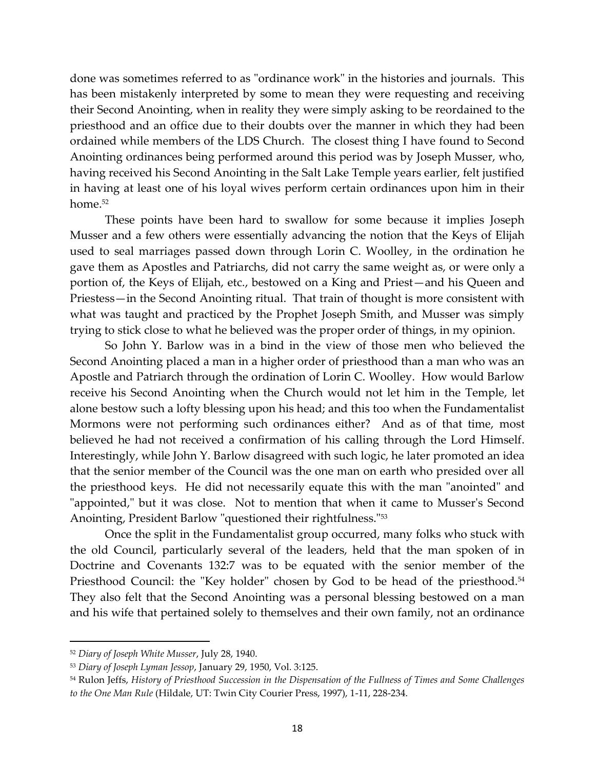done was sometimes referred to as "ordinance work" in the histories and journals. This has been mistakenly interpreted by some to mean they were requesting and receiving their Second Anointing, when in reality they were simply asking to be reordained to the priesthood and an office due to their doubts over the manner in which they had been ordained while members of the LDS Church. The closest thing I have found to Second Anointing ordinances being performed around this period was by Joseph Musser, who, having received his Second Anointing in the Salt Lake Temple years earlier, felt justified in having at least one of his loyal wives perform certain ordinances upon him in their home.[52]

These points have been hard to swallow for some because it implies Joseph Musser and a few others were essentially advancing the notion that the Keys of Elijah used to seal marriages passed down through Lorin C. Woolley, in the ordination he gave them as Apostles and Patriarchs, did not carry the same weight as, or were only a portion of, the Keys of Elijah, etc., bestowed on a King and Priest—and his Queen and Priestess—in the Second Anointing ritual. That train of thought is more consistent with what was taught and practiced by the Prophet Joseph Smith, and Musser was simply trying to stick close to what he believed was the proper order of things, in my opinion.

So John Y. Barlow was in a bind in the view of those men who believed the Second Anointing placed a man in a higher order of priesthood than a man who was an Apostle and Patriarch through the ordination of Lorin C. Woolley. How would Barlow receive his Second Anointing when the Church would not let him in the Temple, let alone bestow such a lofty blessing upon his head; and this too when the Fundamentalist Mormons were not performing such ordinances either? And as of that time, most believed he had not received a confirmation of his calling through the Lord Himself. Interestingly, while John Y. Barlow disagreed with such logic, he later promoted an idea that the senior member of the Council was the one man on earth who presided over all the priesthood keys. He did not necessarily equate this with the man "anointed" and "appointed," but it was close. Not to mention that when it came to Musser's Second Anointing, President Barlow "questioned their rightfulness."[53]

Once the split in the Fundamentalist group occurred, many folks who stuck with the old Council, particularly several of the leaders, held that the man spoken of in Doctrine and Covenants 132:7 was to be equated with the senior member of the Priesthood Council: the "Key holder" chosen by God to be head of the priesthood.[54] They also felt that the Second Anointing was a personal blessing bestowed on a man and his wife that pertained solely to themselves and their own family, not an ordinance

---

[52] *Diary of Joseph White Musser*, July 28, 1940.

[53] *Diary of Joseph Lyman Jessop*, January 29, 1950, Vol. 3:125.

[54] Rulon Jeffs, *History of Priesthood Succession in the Dispensation of the Fullness of Times and Some Challenges to the One Man Rule* (Hildale, UT: Twin City Courier Press, 1997), 1-11, 228-234.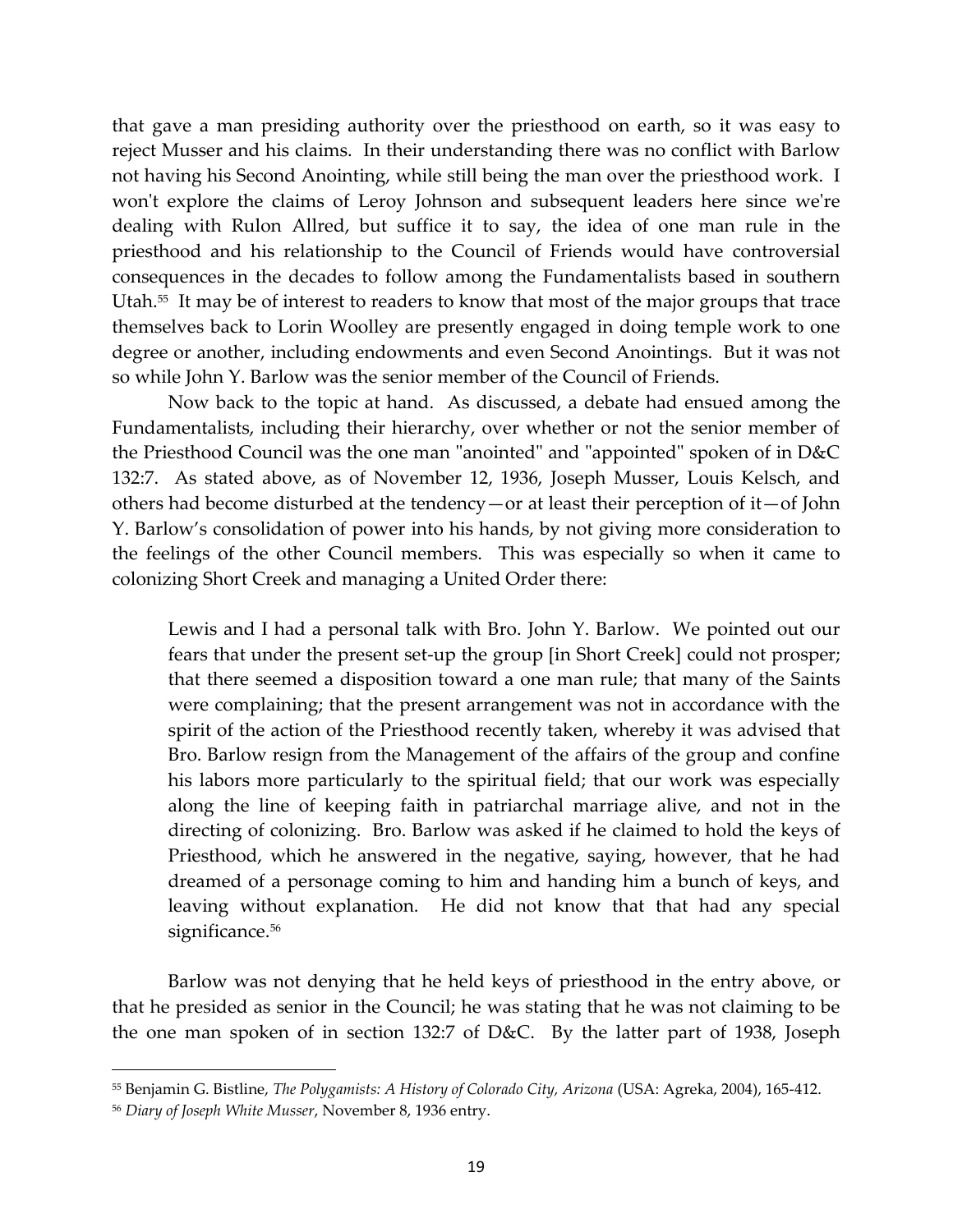that gave a man presiding authority over the priesthood on earth, so it was easy to reject Musser and his claims. In their understanding there was no conflict with Barlow not having his Second Anointing, while still being the man over the priesthood work. I won't explore the claims of Leroy Johnson and subsequent leaders here since we're dealing with Rulon Allred, but suffice it to say, the idea of one man rule in the priesthood and his relationship to the Council of Friends would have controversial consequences in the decades to follow among the Fundamentalists based in southern Utah.[55] It may be of interest to readers to know that most of the major groups that trace themselves back to Lorin Woolley are presently engaged in doing temple work to one degree or another, including endowments and even Second Anointings. But it was not so while John Y. Barlow was the senior member of the Council of Friends.

Now back to the topic at hand. As discussed, a debate had ensued among the Fundamentalists, including their hierarchy, over whether or not the senior member of the Priesthood Council was the one man "anointed" and "appointed" spoken of in D&C 132:7. As stated above, as of November 12, 1936, Joseph Musser, Louis Kelsch, and others had become disturbed at the tendency—or at least their perception of it—of John Y. Barlow's consolidation of power into his hands, by not giving more consideration to the feelings of the other Council members. This was especially so when it came to colonizing Short Creek and managing a United Order there:

> Lewis and I had a personal talk with Bro. John Y. Barlow. We pointed out our fears that under the present set-up the group [in Short Creek] could not prosper; that there seemed a disposition toward a one man rule; that many of the Saints were complaining; that the present arrangement was not in accordance with the spirit of the action of the Priesthood recently taken, whereby it was advised that Bro. Barlow resign from the Management of the affairs of the group and confine his labors more particularly to the spiritual field; that our work was especially along the line of keeping faith in patriarchal marriage alive, and not in the directing of colonizing. Bro. Barlow was asked if he claimed to hold the keys of Priesthood, which he answered in the negative, saying, however, that he had dreamed of a personage coming to him and handing him a bunch of keys, and leaving without explanation. He did not know that that had any special significance.[56]

Barlow was not denying that he held keys of priesthood in the entry above, or that he presided as senior in the Council; he was stating that he was not claiming to be the one man spoken of in section 132:7 of D&C. By the latter part of 1938, Joseph

---

[55] Benjamin G. Bistline, *The Polygamists: A History of Colorado City, Arizona* (USA: Agreka, 2004), 165-412.

[56] *Diary of Joseph White Musser*, November 8, 1936 entry.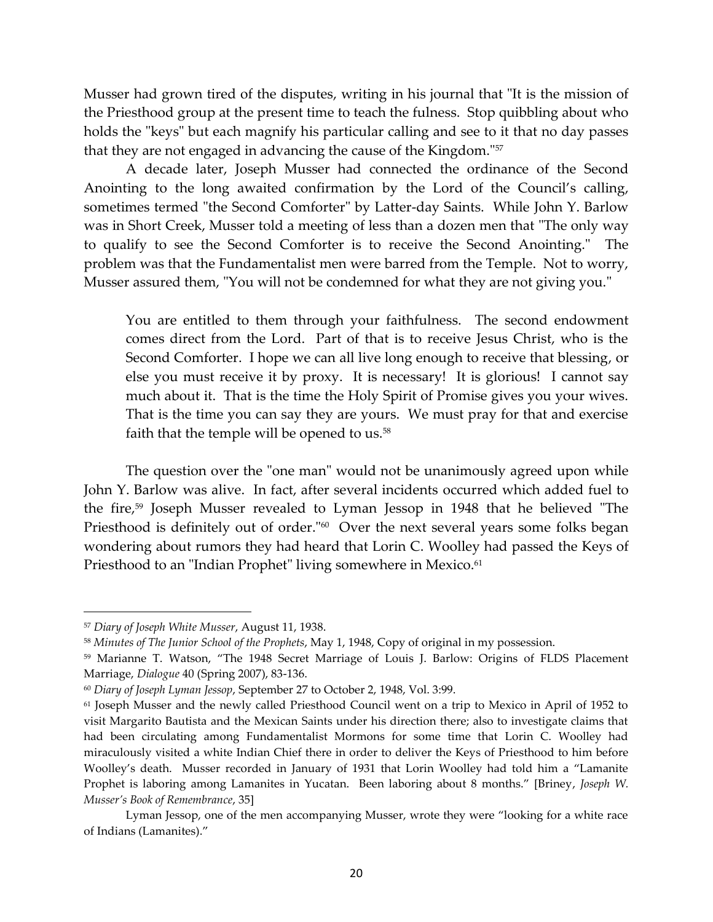Musser had grown tired of the disputes, writing in his journal that "It is the mission of the Priesthood group at the present time to teach the fulness. Stop quibbling about who holds the "keys" but each magnify his particular calling and see to it that no day passes that they are not engaged in advancing the cause of the Kingdom."[57]

A decade later, Joseph Musser had connected the ordinance of the Second Anointing to the long awaited confirmation by the Lord of the Council's calling, sometimes termed "the Second Comforter" by Latter-day Saints. While John Y. Barlow was in Short Creek, Musser told a meeting of less than a dozen men that "The only way to qualify to see the Second Comforter is to receive the Second Anointing." The problem was that the Fundamentalist men were barred from the Temple. Not to worry, Musser assured them, "You will not be condemned for what they are not giving you."

> You are entitled to them through your faithfulness. The second endowment comes direct from the Lord. Part of that is to receive Jesus Christ, who is the Second Comforter. I hope we can all live long enough to receive that blessing, or else you must receive it by proxy. It is necessary! It is glorious! I cannot say much about it. That is the time the Holy Spirit of Promise gives you your wives. That is the time you can say they are yours. We must pray for that and exercise faith that the temple will be opened to us.[58]

The question over the "one man" would not be unanimously agreed upon while John Y. Barlow was alive. In fact, after several incidents occurred which added fuel to the fire,[59] Joseph Musser revealed to Lyman Jessop in 1948 that he believed "The Priesthood is definitely out of order."[60] Over the next several years some folks began wondering about rumors they had heard that Lorin C. Woolley had passed the Keys of Priesthood to an "Indian Prophet" living somewhere in Mexico.[61]

---

[57] *Diary of Joseph White Musser*, August 11, 1938.

[58] *Minutes of The Junior School of the Prophets*, May 1, 1948, Copy of original in my possession.

[59] Marianne T. Watson, "The 1948 Secret Marriage of Louis J. Barlow: Origins of FLDS Placement Marriage, *Dialogue* 40 (Spring 2007), 83-136.

[60] *Diary of Joseph Lyman Jessop*, September 27 to October 2, 1948, Vol. 3:99.

[61] Joseph Musser and the newly called Priesthood Council went on a trip to Mexico in April of 1952 to visit Margarito Bautista and the Mexican Saints under his direction there; also to investigate claims that had been circulating among Fundamentalist Mormons for some time that Lorin C. Woolley had miraculously visited a white Indian Chief there in order to deliver the Keys of Priesthood to him before Woolley's death. Musser recorded in January of 1931 that Lorin Woolley had told him a "Lamanite Prophet is laboring among Lamanites in Yucatan. Been laboring about 8 months." [Briney, *Joseph W. Musser's Book of Remembrance*, 35]

Lyman Jessop, one of the men accompanying Musser, wrote they were "looking for a white race of Indians (Lamanites)."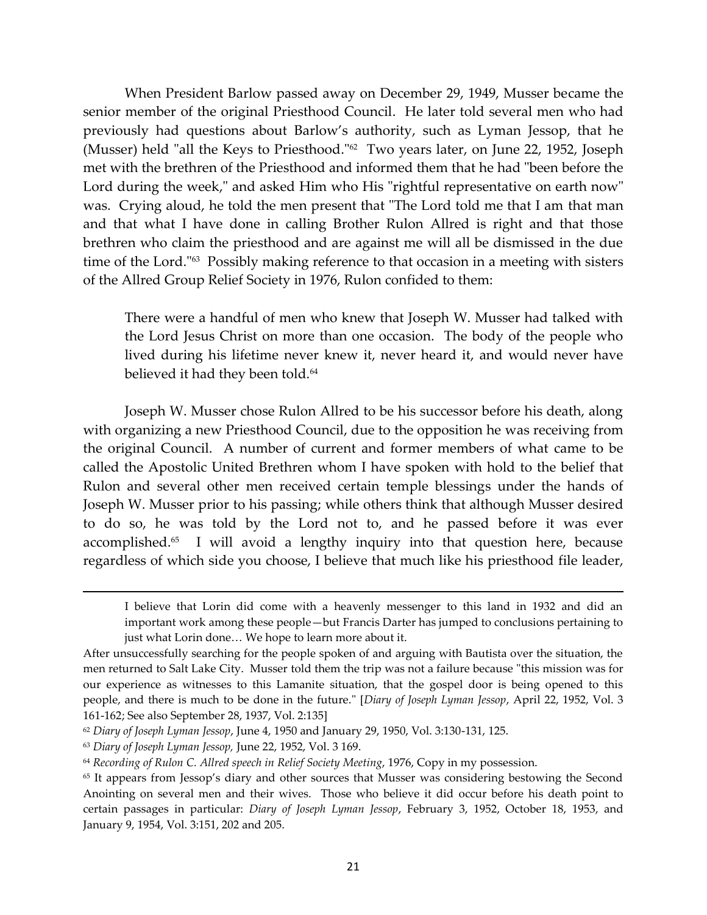When President Barlow passed away on December 29, 1949, Musser became the senior member of the original Priesthood Council. He later told several men who had previously had questions about Barlow's authority, such as Lyman Jessop, that he (Musser) held "all the Keys to Priesthood."[62] Two years later, on June 22, 1952, Joseph met with the brethren of the Priesthood and informed them that he had "been before the Lord during the week," and asked Him who His "rightful representative on earth now" was. Crying aloud, he told the men present that "The Lord told me that I am that man and that what I have done in calling Brother Rulon Allred is right and that those brethren who claim the priesthood and are against me will all be dismissed in the due time of the Lord."[63] Possibly making reference to that occasion in a meeting with sisters of the Allred Group Relief Society in 1976, Rulon confided to them:

> There were a handful of men who knew that Joseph W. Musser had talked with the Lord Jesus Christ on more than one occasion. The body of the people who lived during his lifetime never knew it, never heard it, and would never have believed it had they been told.[64]

Joseph W. Musser chose Rulon Allred to be his successor before his death, along with organizing a new Priesthood Council, due to the opposition he was receiving from the original Council. A number of current and former members of what came to be called the Apostolic United Brethren whom I have spoken with hold to the belief that Rulon and several other men received certain temple blessings under the hands of Joseph W. Musser prior to his passing; while others think that although Musser desired to do so, he was told by the Lord not to, and he passed before it was ever accomplished.[65] I will avoid a lengthy inquiry into that question here, because regardless of which side you choose, I believe that much like his priesthood file leader,

---

> I believe that Lorin did come with a heavenly messenger to this land in 1932 and did an important work among these people—but Francis Darter has jumped to conclusions pertaining to just what Lorin done… We hope to learn more about it.

After unsuccessfully searching for the people spoken of and arguing with Bautista over the situation, the men returned to Salt Lake City. Musser told them the trip was not a failure because "this mission was for our experience as witnesses to this Lamanite situation, that the gospel door is being opened to this people, and there is much to be done in the future." [*Diary of Joseph Lyman Jessop*, April 22, 1952, Vol. 3 161-162; See also September 28, 1937, Vol. 2:135]

[62] *Diary of Joseph Lyman Jessop*, June 4, 1950 and January 29, 1950, Vol. 3:130-131, 125.

[63] *Diary of Joseph Lyman Jessop,* June 22, 1952, Vol. 3 169.

[64] *Recording of Rulon C. Allred speech in Relief Society Meeting*, 1976, Copy in my possession.

[65] It appears from Jessop's diary and other sources that Musser was considering bestowing the Second Anointing on several men and their wives. Those who believe it did occur before his death point to certain passages in particular: *Diary of Joseph Lyman Jessop*, February 3, 1952, October 18, 1953, and January 9, 1954, Vol. 3:151, 202 and 205.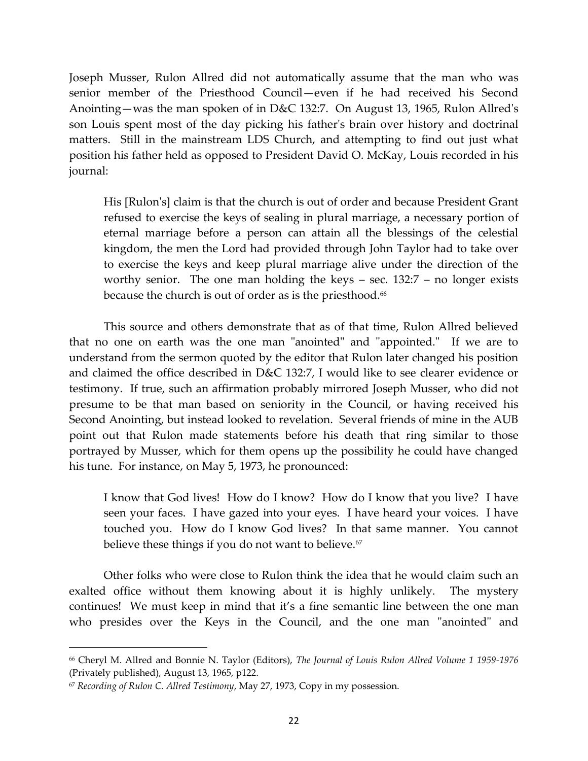Joseph Musser, Rulon Allred did not automatically assume that the man who was senior member of the Priesthood Council—even if he had received his Second Anointing—was the man spoken of in D&C 132:7. On August 13, 1965, Rulon Allred's son Louis spent most of the day picking his father's brain over history and doctrinal matters. Still in the mainstream LDS Church, and attempting to find out just what position his father held as opposed to President David O. McKay, Louis recorded in his journal:

> His [Rulon's] claim is that the church is out of order and because President Grant refused to exercise the keys of sealing in plural marriage, a necessary portion of eternal marriage before a person can attain all the blessings of the celestial kingdom, the men the Lord had provided through John Taylor had to take over to exercise the keys and keep plural marriage alive under the direction of the worthy senior. The one man holding the keys – sec. 132:7 – no longer exists because the church is out of order as is the priesthood.[66]

This source and others demonstrate that as of that time, Rulon Allred believed that no one on earth was the one man "anointed" and "appointed." If we are to understand from the sermon quoted by the editor that Rulon later changed his position and claimed the office described in D&C 132:7, I would like to see clearer evidence or testimony. If true, such an affirmation probably mirrored Joseph Musser, who did not presume to be that man based on seniority in the Council, or having received his Second Anointing, but instead looked to revelation. Several friends of mine in the AUB point out that Rulon made statements before his death that ring similar to those portrayed by Musser, which for them opens up the possibility he could have changed his tune. For instance, on May 5, 1973, he pronounced:

> I know that God lives! How do I know? How do I know that you live? I have seen your faces. I have gazed into your eyes. I have heard your voices. I have touched you. How do I know God lives? In that same manner. You cannot believe these things if you do not want to believe.[67]

Other folks who were close to Rulon think the idea that he would claim such an exalted office without them knowing about it is highly unlikely. The mystery continues! We must keep in mind that it's a fine semantic line between the one man who presides over the Keys in the Council, and the one man "anointed" and

---

[66] Cheryl M. Allred and Bonnie N. Taylor (Editors), *The Journal of Louis Rulon Allred Volume 1 1959-1976* (Privately published), August 13, 1965, p122.

[67] *Recording of Rulon C. Allred Testimony*, May 27, 1973, Copy in my possession.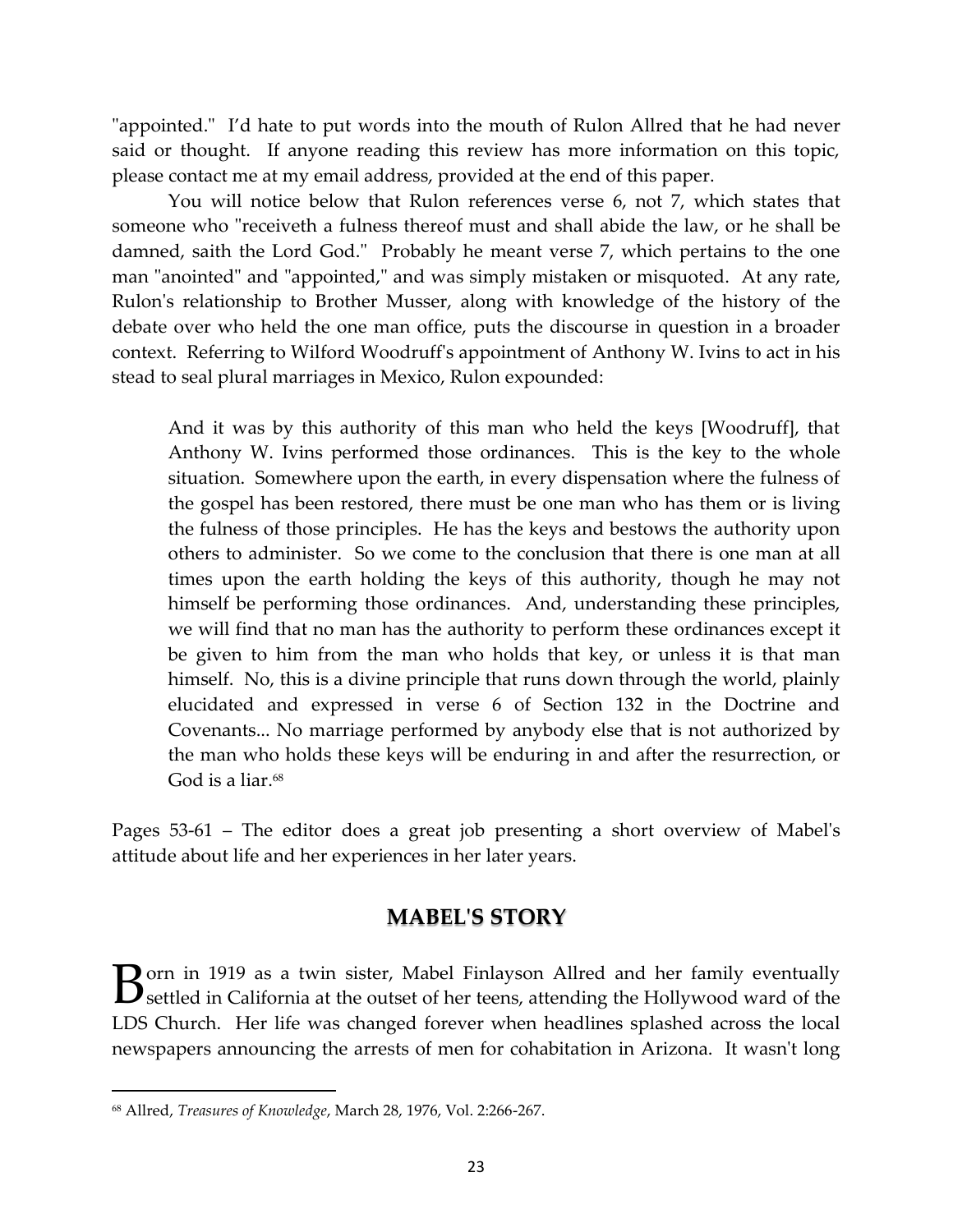"appointed." I'd hate to put words into the mouth of Rulon Allred that he had never said or thought. If anyone reading this review has more information on this topic, please contact me at my email address, provided at the end of this paper.

You will notice below that Rulon references verse 6, not 7, which states that someone who "receiveth a fulness thereof must and shall abide the law, or he shall be damned, saith the Lord God." Probably he meant verse 7, which pertains to the one man "anointed" and "appointed," and was simply mistaken or misquoted. At any rate, Rulon's relationship to Brother Musser, along with knowledge of the history of the debate over who held the one man office, puts the discourse in question in a broader context. Referring to Wilford Woodruff's appointment of Anthony W. Ivins to act in his stead to seal plural marriages in Mexico, Rulon expounded:

> And it was by this authority of this man who held the keys [Woodruff], that Anthony W. Ivins performed those ordinances. This is the key to the whole situation. Somewhere upon the earth, in every dispensation where the fulness of the gospel has been restored, there must be one man who has them or is living the fulness of those principles. He has the keys and bestows the authority upon others to administer. So we come to the conclusion that there is one man at all times upon the earth holding the keys of this authority, though he may not himself be performing those ordinances. And, understanding these principles, we will find that no man has the authority to perform these ordinances except it be given to him from the man who holds that key, or unless it is that man himself. No, this is a divine principle that runs down through the world, plainly elucidated and expressed in verse 6 of Section 132 in the Doctrine and Covenants... No marriage performed by anybody else that is not authorized by the man who holds these keys will be enduring in and after the resurrection, or God is a liar.[68]

Pages 53-61 – The editor does a great job presenting a short overview of Mabel's attitude about life and her experiences in her later years.

## MABEL'S STORY

Born in 1919 as a twin sister, Mabel Finlayson Allred and her family eventually settled in California at the outset of her teens, attending the Hollywood ward of the LDS Church. Her life was changed forever when headlines splashed across the local newspapers announcing the arrests of men for cohabitation in Arizona. It wasn't long

---

[68] Allred, *Treasures of Knowledge*, March 28, 1976, Vol. 2:266-267.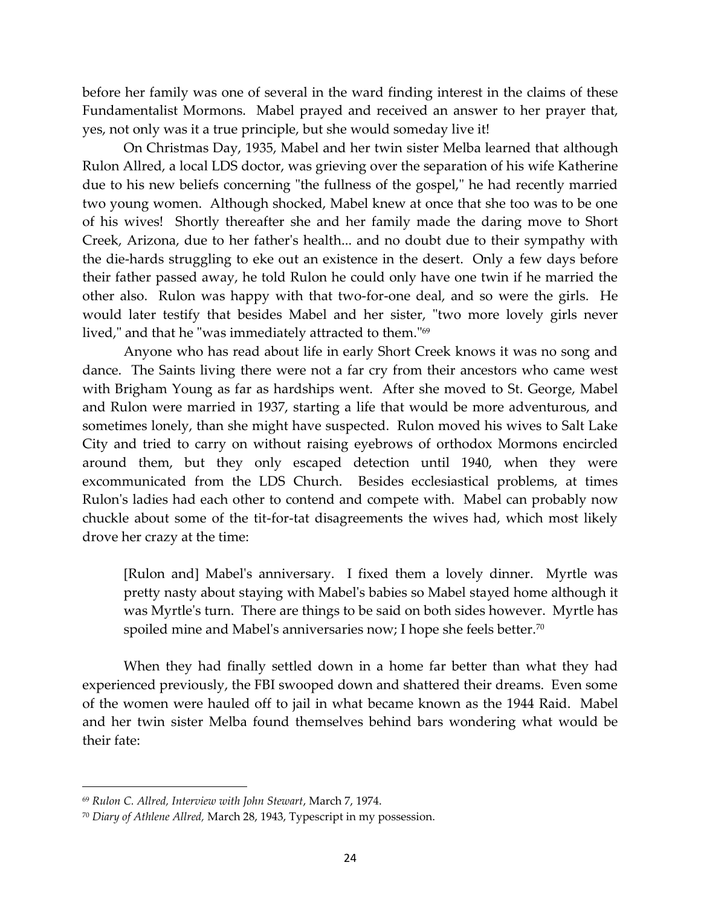before her family was one of several in the ward finding interest in the claims of these Fundamentalist Mormons. Mabel prayed and received an answer to her prayer that, yes, not only was it a true principle, but she would someday live it!

On Christmas Day, 1935, Mabel and her twin sister Melba learned that although Rulon Allred, a local LDS doctor, was grieving over the separation of his wife Katherine due to his new beliefs concerning "the fullness of the gospel," he had recently married two young women. Although shocked, Mabel knew at once that she too was to be one of his wives! Shortly thereafter she and her family made the daring move to Short Creek, Arizona, due to her father's health... and no doubt due to their sympathy with the die-hards struggling to eke out an existence in the desert. Only a few days before their father passed away, he told Rulon he could only have one twin if he married the other also. Rulon was happy with that two-for-one deal, and so were the girls. He would later testify that besides Mabel and her sister, "two more lovely girls never lived," and that he "was immediately attracted to them."[69]

Anyone who has read about life in early Short Creek knows it was no song and dance. The Saints living there were not a far cry from their ancestors who came west with Brigham Young as far as hardships went. After she moved to St. George, Mabel and Rulon were married in 1937, starting a life that would be more adventurous, and sometimes lonely, than she might have suspected. Rulon moved his wives to Salt Lake City and tried to carry on without raising eyebrows of orthodox Mormons encircled around them, but they only escaped detection until 1940, when they were excommunicated from the LDS Church. Besides ecclesiastical problems, at times Rulon's ladies had each other to contend and compete with. Mabel can probably now chuckle about some of the tit-for-tat disagreements the wives had, which most likely drove her crazy at the time:

> [Rulon and] Mabel's anniversary. I fixed them a lovely dinner. Myrtle was pretty nasty about staying with Mabel's babies so Mabel stayed home although it was Myrtle's turn. There are things to be said on both sides however. Myrtle has spoiled mine and Mabel's anniversaries now; I hope she feels better.[70]

When they had finally settled down in a home far better than what they had experienced previously, the FBI swooped down and shattered their dreams. Even some of the women were hauled off to jail in what became known as the 1944 Raid. Mabel and her twin sister Melba found themselves behind bars wondering what would be their fate:

---

[69] *Rulon C. Allred, Interview with John Stewart*, March 7, 1974.

[70] *Diary of Athlene Allred,* March 28, 1943, Typescript in my possession.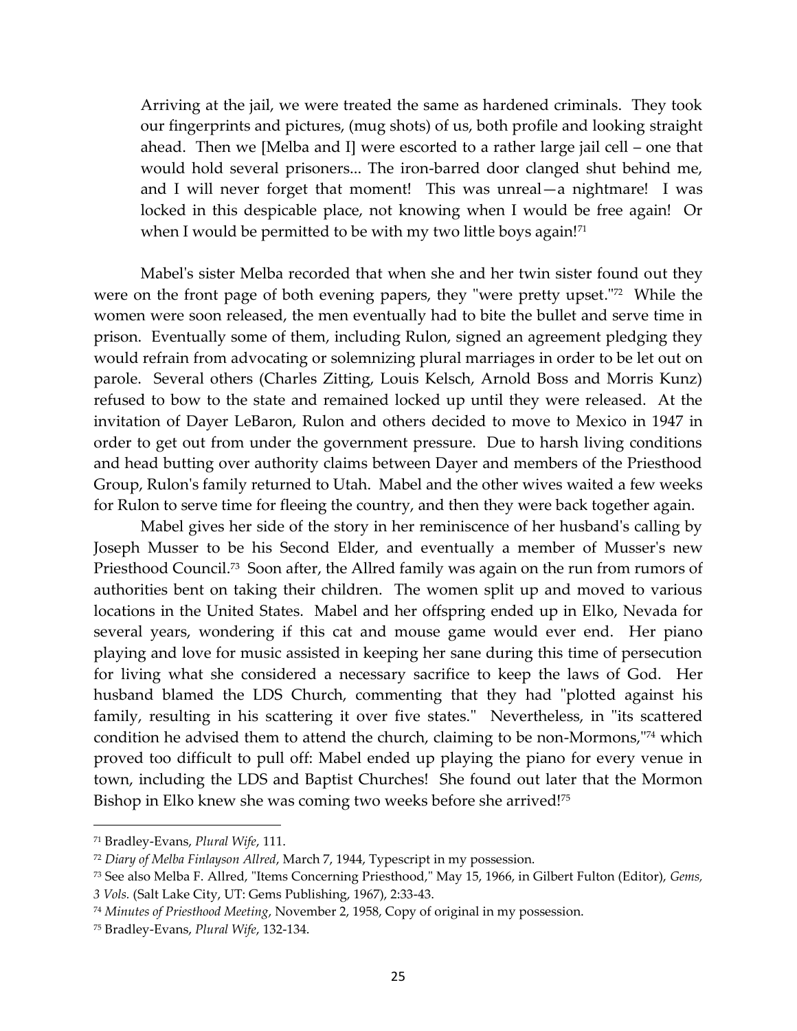> Arriving at the jail, we were treated the same as hardened criminals. They took our fingerprints and pictures, (mug shots) of us, both profile and looking straight ahead. Then we [Melba and I] were escorted to a rather large jail cell – one that would hold several prisoners... The iron-barred door clanged shut behind me, and I will never forget that moment! This was unreal—a nightmare! I was locked in this despicable place, not knowing when I would be free again! Or when I would be permitted to be with my two little boys again![71]

Mabel's sister Melba recorded that when she and her twin sister found out they were on the front page of both evening papers, they "were pretty upset."[72] While the women were soon released, the men eventually had to bite the bullet and serve time in prison. Eventually some of them, including Rulon, signed an agreement pledging they would refrain from advocating or solemnizing plural marriages in order to be let out on parole. Several others (Charles Zitting, Louis Kelsch, Arnold Boss and Morris Kunz) refused to bow to the state and remained locked up until they were released. At the invitation of Dayer LeBaron, Rulon and others decided to move to Mexico in 1947 in order to get out from under the government pressure. Due to harsh living conditions and head butting over authority claims between Dayer and members of the Priesthood Group, Rulon's family returned to Utah. Mabel and the other wives waited a few weeks for Rulon to serve time for fleeing the country, and then they were back together again.

Mabel gives her side of the story in her reminiscence of her husband's calling by Joseph Musser to be his Second Elder, and eventually a member of Musser's new Priesthood Council.[73] Soon after, the Allred family was again on the run from rumors of authorities bent on taking their children. The women split up and moved to various locations in the United States. Mabel and her offspring ended up in Elko, Nevada for several years, wondering if this cat and mouse game would ever end. Her piano playing and love for music assisted in keeping her sane during this time of persecution for living what she considered a necessary sacrifice to keep the laws of God. Her husband blamed the LDS Church, commenting that they had "plotted against his family, resulting in his scattering it over five states." Nevertheless, in "its scattered condition he advised them to attend the church, claiming to be non-Mormons,"[74] which proved too difficult to pull off: Mabel ended up playing the piano for every venue in town, including the LDS and Baptist Churches! She found out later that the Mormon Bishop in Elko knew she was coming two weeks before she arrived![75]

---

[71] Bradley-Evans, *Plural Wife*, 111.

[72] *Diary of Melba Finlayson Allred*, March 7, 1944, Typescript in my possession.

[73] See also Melba F. Allred, "Items Concerning Priesthood," May 15, 1966, in Gilbert Fulton (Editor), *Gems, 3 Vols.* (Salt Lake City, UT: Gems Publishing, 1967), 2:33-43.

[74] *Minutes of Priesthood Meeting*, November 2, 1958, Copy of original in my possession.

[75] Bradley-Evans, *Plural Wife*, 132-134.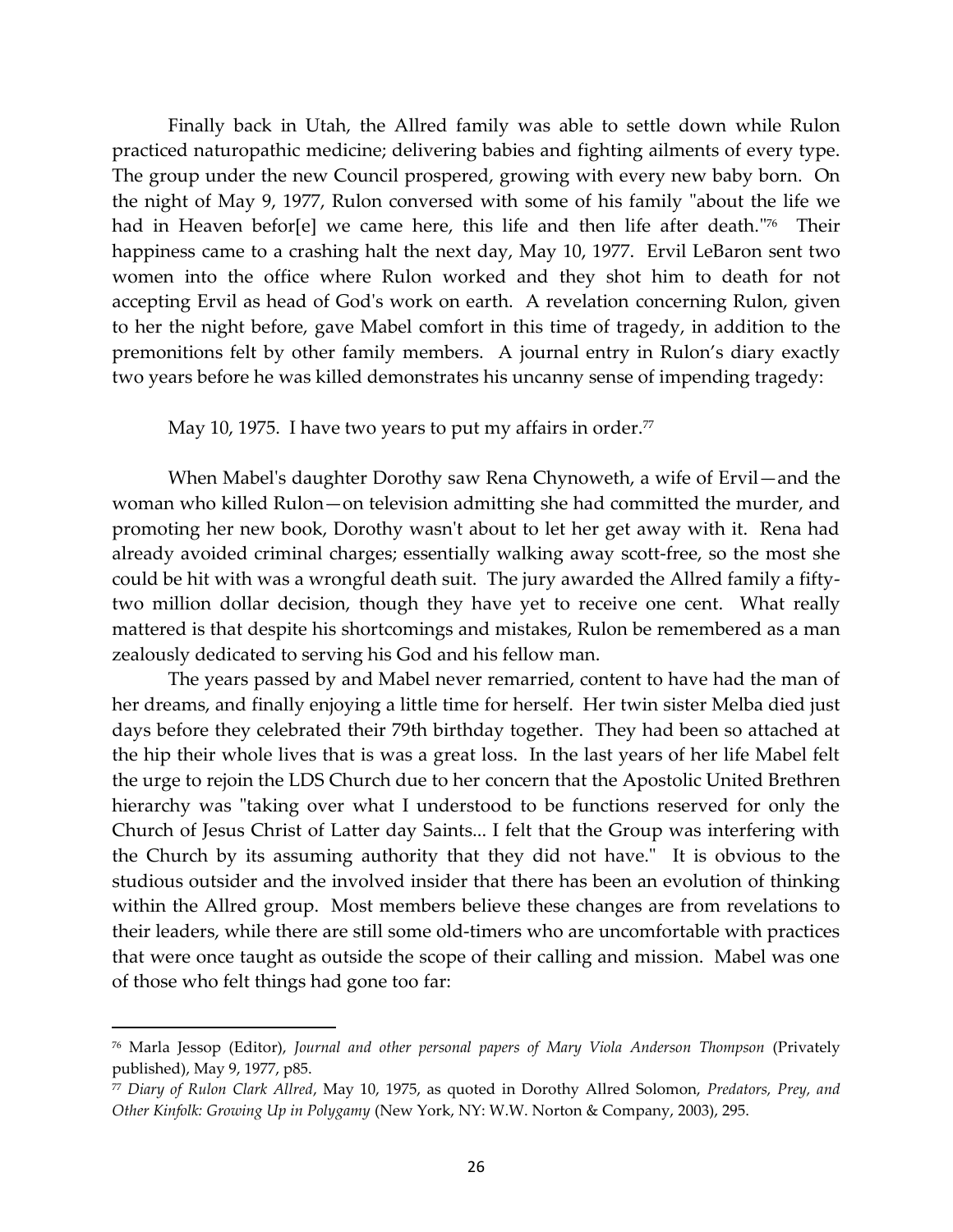Finally back in Utah, the Allred family was able to settle down while Rulon practiced naturopathic medicine; delivering babies and fighting ailments of every type. The group under the new Council prospered, growing with every new baby born. On the night of May 9, 1977, Rulon conversed with some of his family "about the life we had in Heaven befor[e] we came here, this life and then life after death."[76] Their happiness came to a crashing halt the next day, May 10, 1977. Ervil LeBaron sent two women into the office where Rulon worked and they shot him to death for not accepting Ervil as head of God's work on earth. A revelation concerning Rulon, given to her the night before, gave Mabel comfort in this time of tragedy, in addition to the premonitions felt by other family members. A journal entry in Rulon's diary exactly two years before he was killed demonstrates his uncanny sense of impending tragedy:

> May 10, 1975. I have two years to put my affairs in order.[77]

When Mabel's daughter Dorothy saw Rena Chynoweth, a wife of Ervil—and the woman who killed Rulon—on television admitting she had committed the murder, and promoting her new book, Dorothy wasn't about to let her get away with it. Rena had already avoided criminal charges; essentially walking away scott-free, so the most she could be hit with was a wrongful death suit. The jury awarded the Allred family a fifty-two million dollar decision, though they have yet to receive one cent. What really mattered is that despite his shortcomings and mistakes, Rulon be remembered as a man zealously dedicated to serving his God and his fellow man.

The years passed by and Mabel never remarried, content to have had the man of her dreams, and finally enjoying a little time for herself. Her twin sister Melba died just days before they celebrated their 79th birthday together. They had been so attached at the hip their whole lives that is was a great loss. In the last years of her life Mabel felt the urge to rejoin the LDS Church due to her concern that the Apostolic United Brethren hierarchy was "taking over what I understood to be functions reserved for only the Church of Jesus Christ of Latter day Saints... I felt that the Group was interfering with the Church by its assuming authority that they did not have." It is obvious to the studious outsider and the involved insider that there has been an evolution of thinking within the Allred group. Most members believe these changes are from revelations to their leaders, while there are still some old-timers who are uncomfortable with practices that were once taught as outside the scope of their calling and mission. Mabel was one of those who felt things had gone too far:

---

[76] Marla Jessop (Editor), *Journal and other personal papers of Mary Viola Anderson Thompson* (Privately published), May 9, 1977, p85.

[77] *Diary of Rulon Clark Allred*, May 10, 1975, as quoted in Dorothy Allred Solomon, *Predators, Prey, and Other Kinfolk: Growing Up in Polygamy* (New York, NY: W.W. Norton & Company, 2003), 295.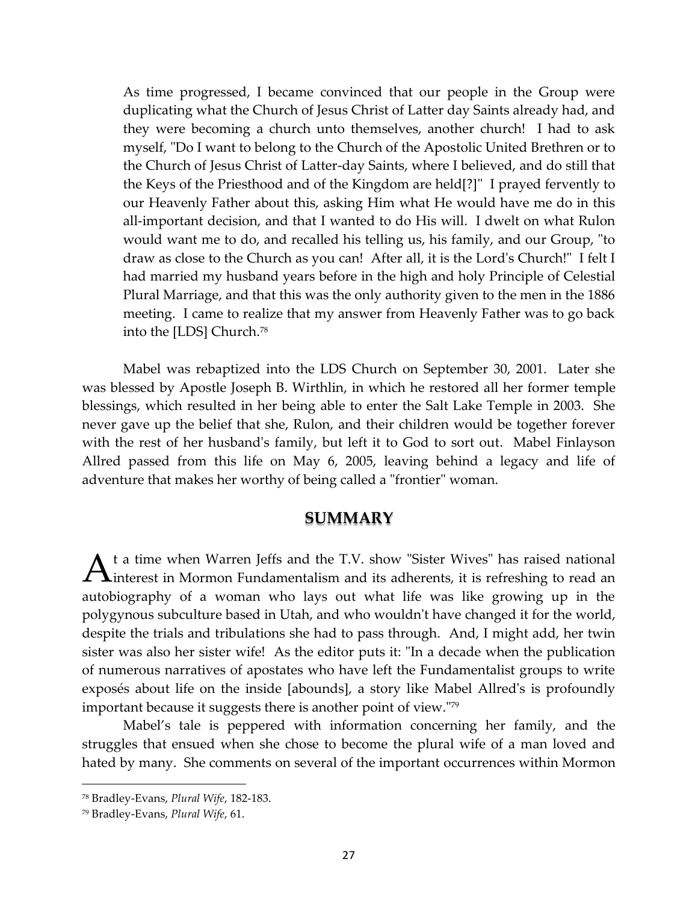> As time progressed, I became convinced that our people in the Group were duplicating what the Church of Jesus Christ of Latter day Saints already had, and they were becoming a church unto themselves, another church! I had to ask myself, "Do I want to belong to the Church of the Apostolic United Brethren or to the Church of Jesus Christ of Latter-day Saints, where I believed, and do still that the Keys of the Priesthood and of the Kingdom are held[?]" I prayed fervently to our Heavenly Father about this, asking Him what He would have me do in this all-important decision, and that I wanted to do His will. I dwelt on what Rulon would want me to do, and recalled his telling us, his family, and our Group, "to draw as close to the Church as you can! After all, it is the Lord's Church!" I felt I had married my husband years before in the high and holy Principle of Celestial Plural Marriage, and that this was the only authority given to the men in the 1886 meeting. I came to realize that my answer from Heavenly Father was to go back into the [LDS] Church.[78]

Mabel was rebaptized into the LDS Church on September 30, 2001. Later she was blessed by Apostle Joseph B. Wirthlin, in which he restored all her former temple blessings, which resulted in her being able to enter the Salt Lake Temple in 2003. She never gave up the belief that she, Rulon, and their children would be together forever with the rest of her husband's family, but left it to God to sort out. Mabel Finlayson Allred passed from this life on May 6, 2005, leaving behind a legacy and life of adventure that makes her worthy of being called a "frontier" woman.

## SUMMARY

At a time when Warren Jeffs and the T.V. show "Sister Wives" has raised national interest in Mormon Fundamentalism and its adherents, it is refreshing to read an autobiography of a woman who lays out what life was like growing up in the polygynous subculture based in Utah, and who wouldn't have changed it for the world, despite the trials and tribulations she had to pass through. And, I might add, her twin sister was also her sister wife! As the editor puts it: "In a decade when the publication of numerous narratives of apostates who have left the Fundamentalist groups to write exposés about life on the inside [abounds], a story like Mabel Allred's is profoundly important because it suggests there is another point of view."[79]

Mabel's tale is peppered with information concerning her family, and the struggles that ensued when she chose to become the plural wife of a man loved and hated by many. She comments on several of the important occurrences within Mormon

---

[78] Bradley-Evans, *Plural Wife*, 182-183.

[79] Bradley-Evans, *Plural Wife*, 61.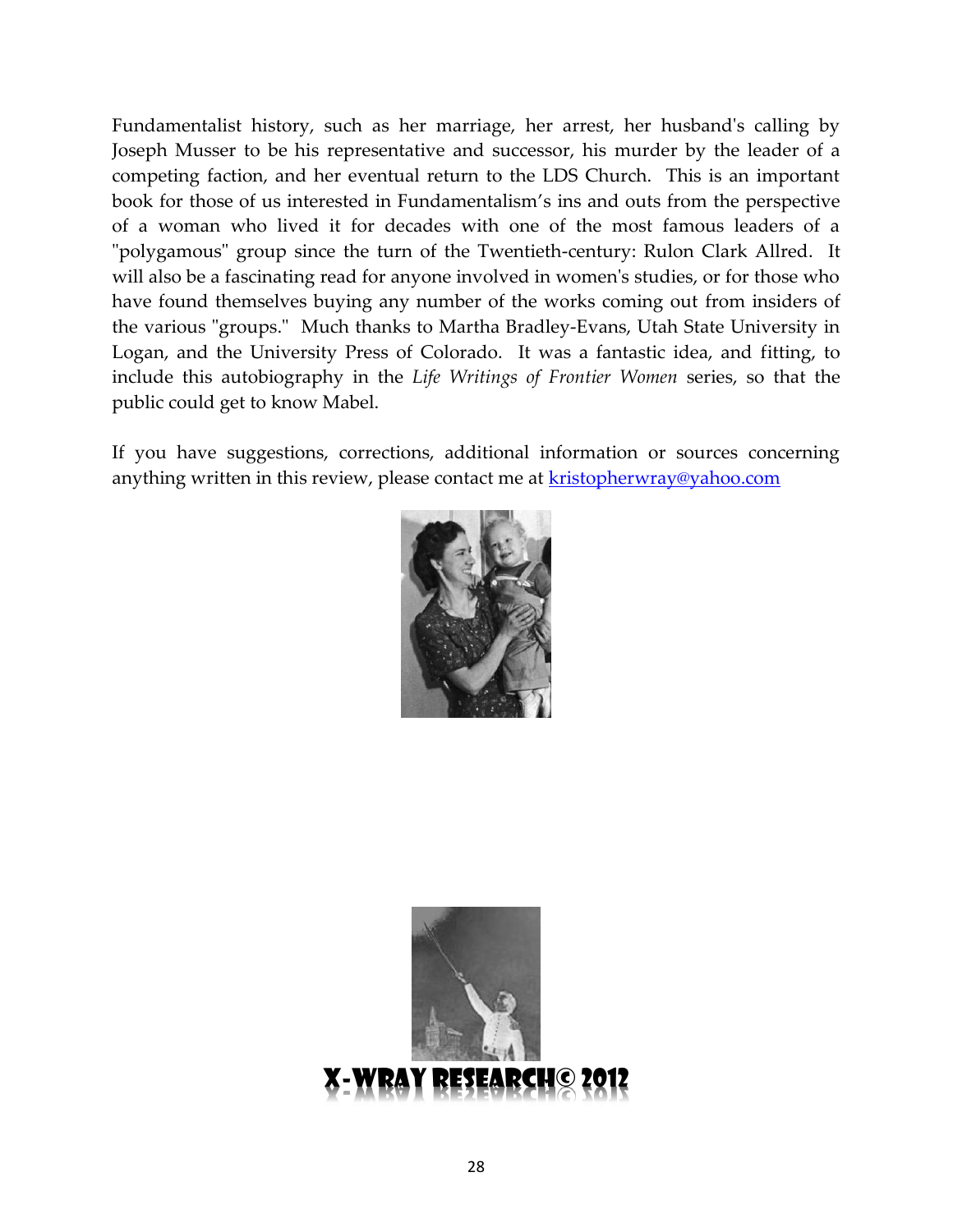Fundamentalist history, such as her marriage, her arrest, her husband's calling by Joseph Musser to be his representative and successor, his murder by the leader of a competing faction, and her eventual return to the LDS Church. This is an important book for those of us interested in Fundamentalism's ins and outs from the perspective of a woman who lived it for decades with one of the most famous leaders of a "polygamous" group since the turn of the Twentieth-century: Rulon Clark Allred. It will also be a fascinating read for anyone involved in women's studies, or for those who have found themselves buying any number of the works coming out from insiders of the various "groups." Much thanks to Martha Bradley-Evans, Utah State University in Logan, and the University Press of Colorado. It was a fantastic idea, and fitting, to include this autobiography in the *Life Writings of Frontier Women* series, so that the public could get to know Mabel.

If you have suggestions, corrections, additional information or sources concerning anything written in this review, please contact me at kristopherwray@yahoo.com

X-WRAY RESEARCH© 2012